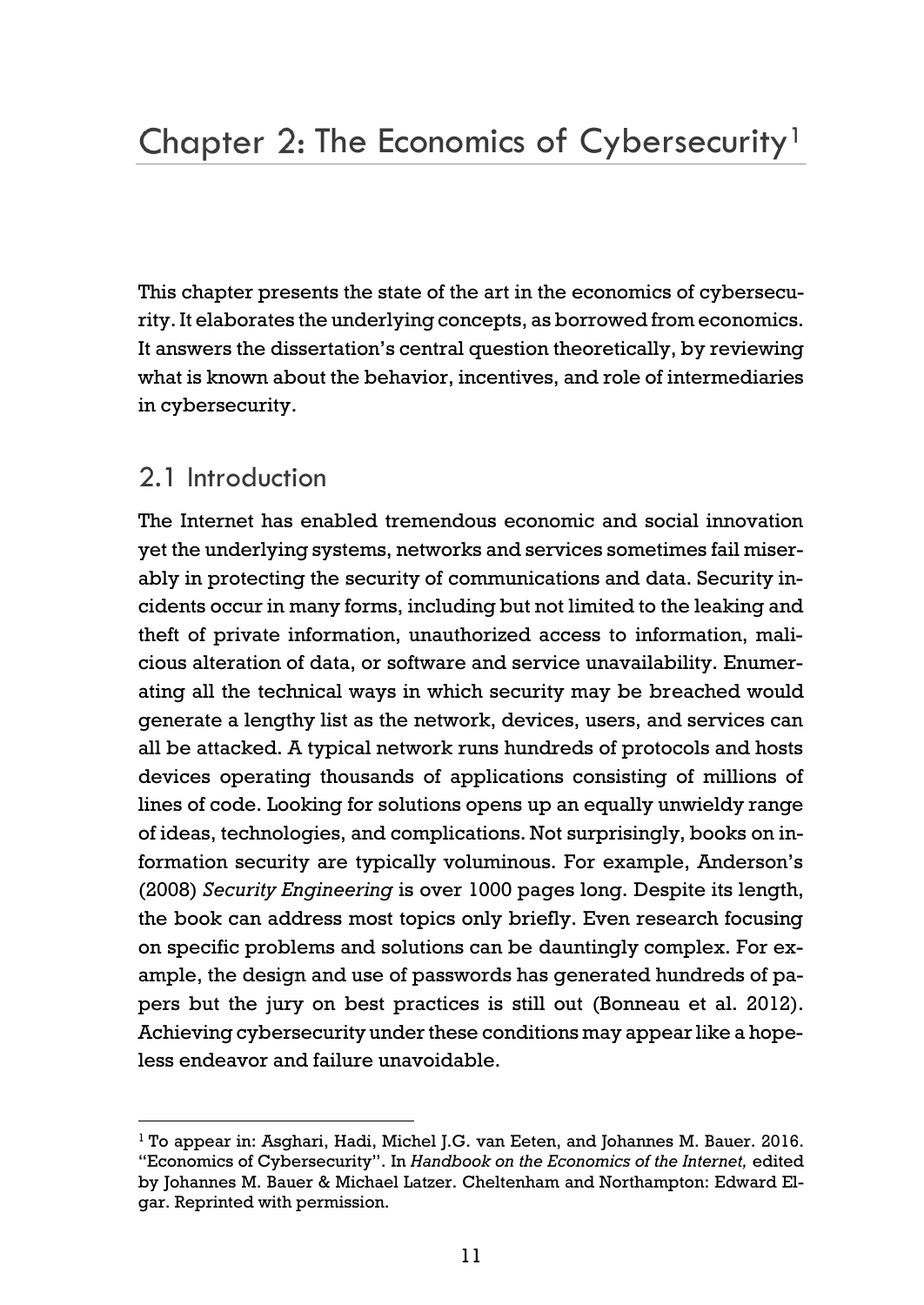# Chapter 2: The Economics of Cybersecurity[1]

This chapter presents the state of the art in the economics of cybersecurity. It elaborates the underlying concepts, as borrowed from economics. It answers the dissertation's central question theoretically, by reviewing what is known about the behavior, incentives, and role of intermediaries in cybersecurity.

## 2.1 Introduction

The Internet has enabled tremendous economic and social innovation yet the underlying systems, networks and services sometimes fail miserably in protecting the security of communications and data. Security incidents occur in many forms, including but not limited to the leaking and theft of private information, unauthorized access to information, malicious alteration of data, or software and service unavailability. Enumerating all the technical ways in which security may be breached would generate a lengthy list as the network, devices, users, and services can all be attacked. A typical network runs hundreds of protocols and hosts devices operating thousands of applications consisting of millions of lines of code. Looking for solutions opens up an equally unwieldy range of ideas, technologies, and complications. Not surprisingly, books on information security are typically voluminous. For example, Anderson's (2008) *Security Engineering* is over 1000 pages long. Despite its length, the book can address most topics only briefly. Even research focusing on specific problems and solutions can be dauntingly complex. For example, the design and use of passwords has generated hundreds of papers but the jury on best practices is still out (Bonneau et al. 2012). Achieving cybersecurity under these conditions may appear like a hopeless endeavor and failure unavoidable.

---

[1] To appear in: Asghari, Hadi, Michel J.G. van Eeten, and Johannes M. Bauer. 2016. "Economics of Cybersecurity". In *Handbook on the Economics of the Internet,* edited by Johannes M. Bauer & Michael Latzer. Cheltenham and Northampton: Edward Elgar. Reprinted with permission.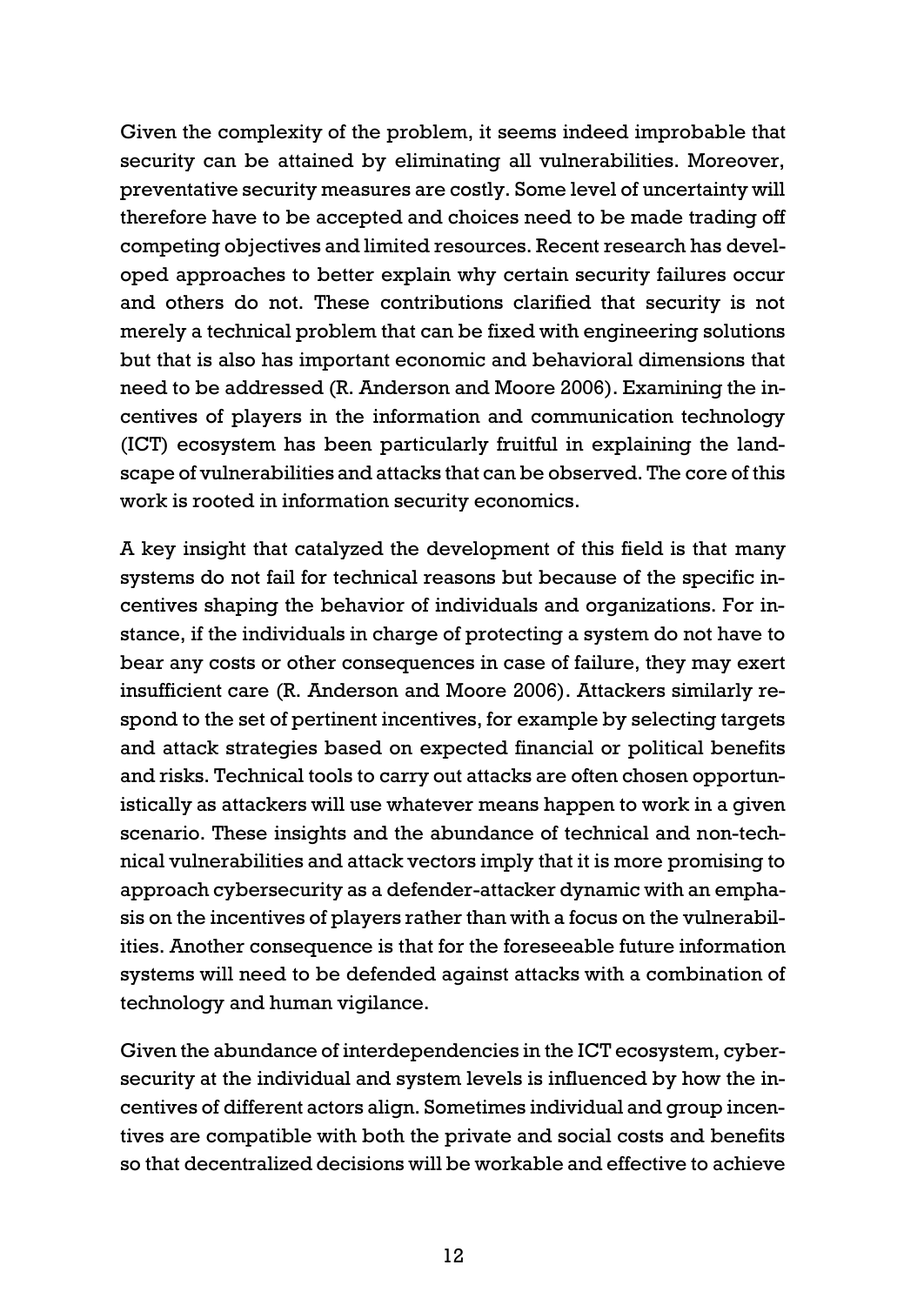Given the complexity of the problem, it seems indeed improbable that security can be attained by eliminating all vulnerabilities. Moreover, preventative security measures are costly. Some level of uncertainty will therefore have to be accepted and choices need to be made trading off competing objectives and limited resources. Recent research has developed approaches to better explain why certain security failures occur and others do not. These contributions clarified that security is not merely a technical problem that can be fixed with engineering solutions but that is also has important economic and behavioral dimensions that need to be addressed (R. Anderson and Moore 2006). Examining the incentives of players in the information and communication technology (ICT) ecosystem has been particularly fruitful in explaining the landscape of vulnerabilities and attacks that can be observed. The core of this work is rooted in information security economics.

A key insight that catalyzed the development of this field is that many systems do not fail for technical reasons but because of the specific incentives shaping the behavior of individuals and organizations. For instance, if the individuals in charge of protecting a system do not have to bear any costs or other consequences in case of failure, they may exert insufficient care (R. Anderson and Moore 2006). Attackers similarly respond to the set of pertinent incentives, for example by selecting targets and attack strategies based on expected financial or political benefits and risks. Technical tools to carry out attacks are often chosen opportunistically as attackers will use whatever means happen to work in a given scenario. These insights and the abundance of technical and non-technical vulnerabilities and attack vectors imply that it is more promising to approach cybersecurity as a defender-attacker dynamic with an emphasis on the incentives of players rather than with a focus on the vulnerabilities. Another consequence is that for the foreseeable future information systems will need to be defended against attacks with a combination of technology and human vigilance.

Given the abundance of interdependencies in the ICT ecosystem, cybersecurity at the individual and system levels is influenced by how the incentives of different actors align. Sometimes individual and group incentives are compatible with both the private and social costs and benefits so that decentralized decisions will be workable and effective to achieve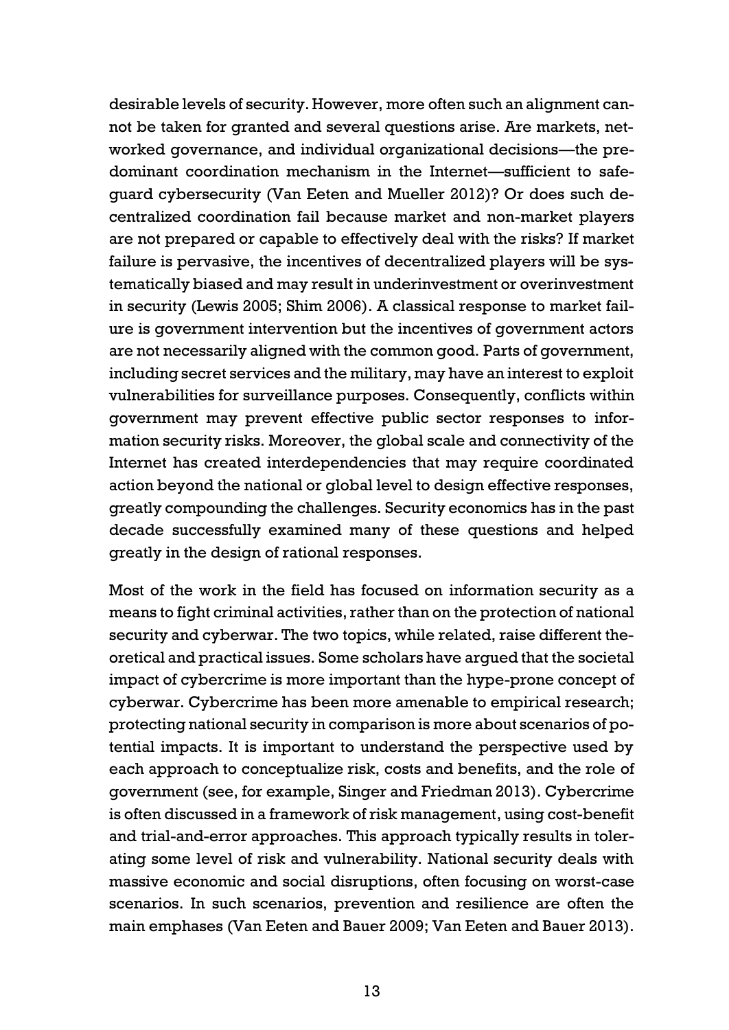desirable levels of security. However, more often such an alignment cannot be taken for granted and several questions arise. Are markets, networked governance, and individual organizational decisions—the predominant coordination mechanism in the Internet—sufficient to safeguard cybersecurity (Van Eeten and Mueller 2012)? Or does such decentralized coordination fail because market and non-market players are not prepared or capable to effectively deal with the risks? If market failure is pervasive, the incentives of decentralized players will be systematically biased and may result in underinvestment or overinvestment in security (Lewis 2005; Shim 2006). A classical response to market failure is government intervention but the incentives of government actors are not necessarily aligned with the common good. Parts of government, including secret services and the military, may have an interest to exploit vulnerabilities for surveillance purposes. Consequently, conflicts within government may prevent effective public sector responses to information security risks. Moreover, the global scale and connectivity of the Internet has created interdependencies that may require coordinated action beyond the national or global level to design effective responses, greatly compounding the challenges. Security economics has in the past decade successfully examined many of these questions and helped greatly in the design of rational responses.

Most of the work in the field has focused on information security as a means to fight criminal activities, rather than on the protection of national security and cyberwar. The two topics, while related, raise different theoretical and practical issues. Some scholars have argued that the societal impact of cybercrime is more important than the hype-prone concept of cyberwar. Cybercrime has been more amenable to empirical research; protecting national security in comparison is more about scenarios of potential impacts. It is important to understand the perspective used by each approach to conceptualize risk, costs and benefits, and the role of government (see, for example, Singer and Friedman 2013). Cybercrime is often discussed in a framework of risk management, using cost-benefit and trial-and-error approaches. This approach typically results in tolerating some level of risk and vulnerability. National security deals with massive economic and social disruptions, often focusing on worst-case scenarios. In such scenarios, prevention and resilience are often the main emphases (Van Eeten and Bauer 2009; Van Eeten and Bauer 2013).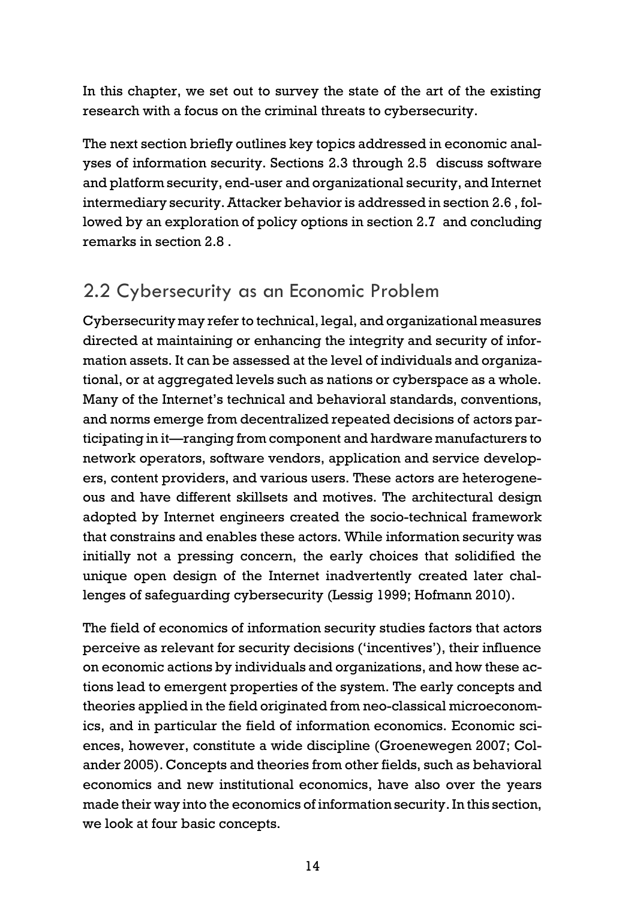In this chapter, we set out to survey the state of the art of the existing research with a focus on the criminal threats to cybersecurity.

The next section briefly outlines key topics addressed in economic analyses of information security. Sections 2.3 through 2.5 discuss software and platform security, end-user and organizational security, and Internet intermediary security. Attacker behavior is addressed in section 2.6 , followed by an exploration of policy options in section 2.7 and concluding remarks in section 2.8 .

## 2.2 Cybersecurity as an Economic Problem

Cybersecurity may refer to technical, legal, and organizational measures directed at maintaining or enhancing the integrity and security of information assets. It can be assessed at the level of individuals and organizational, or at aggregated levels such as nations or cyberspace as a whole. Many of the Internet's technical and behavioral standards, conventions, and norms emerge from decentralized repeated decisions of actors participating in it—ranging from component and hardware manufacturers to network operators, software vendors, application and service developers, content providers, and various users. These actors are heterogeneous and have different skillsets and motives. The architectural design adopted by Internet engineers created the socio-technical framework that constrains and enables these actors. While information security was initially not a pressing concern, the early choices that solidified the unique open design of the Internet inadvertently created later challenges of safeguarding cybersecurity (Lessig 1999; Hofmann 2010).

The field of economics of information security studies factors that actors perceive as relevant for security decisions ('incentives'), their influence on economic actions by individuals and organizations, and how these actions lead to emergent properties of the system. The early concepts and theories applied in the field originated from neo-classical microeconomics, and in particular the field of information economics. Economic sciences, however, constitute a wide discipline (Groenewegen 2007; Colander 2005). Concepts and theories from other fields, such as behavioral economics and new institutional economics, have also over the years made their way into the economics of information security. In this section, we look at four basic concepts.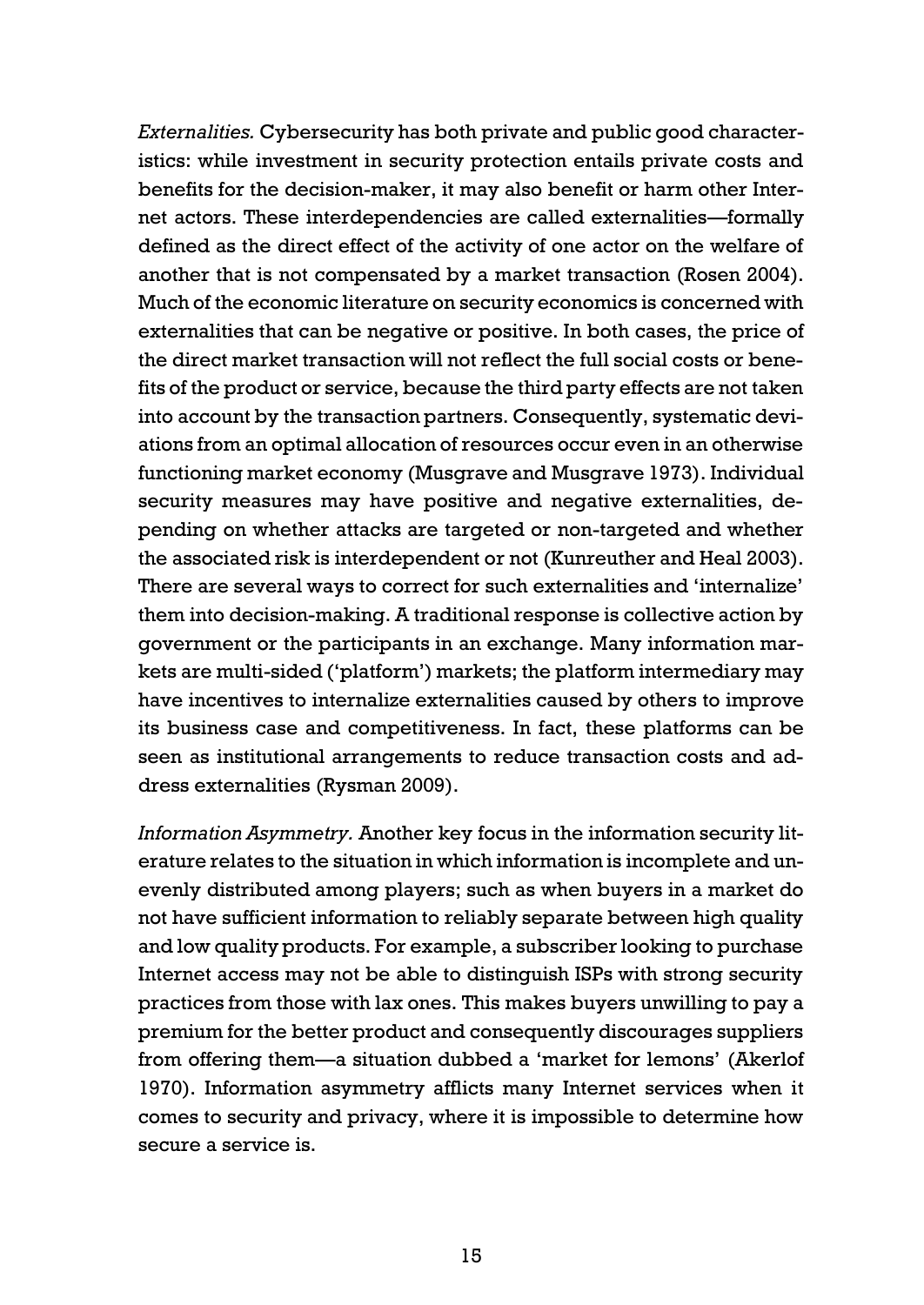*Externalities.* Cybersecurity has both private and public good characteristics: while investment in security protection entails private costs and benefits for the decision-maker, it may also benefit or harm other Internet actors. These interdependencies are called externalities—formally defined as the direct effect of the activity of one actor on the welfare of another that is not compensated by a market transaction (Rosen 2004). Much of the economic literature on security economics is concerned with externalities that can be negative or positive. In both cases, the price of the direct market transaction will not reflect the full social costs or benefits of the product or service, because the third party effects are not taken into account by the transaction partners. Consequently, systematic deviations from an optimal allocation of resources occur even in an otherwise functioning market economy (Musgrave and Musgrave 1973). Individual security measures may have positive and negative externalities, depending on whether attacks are targeted or non-targeted and whether the associated risk is interdependent or not (Kunreuther and Heal 2003). There are several ways to correct for such externalities and 'internalize' them into decision-making. A traditional response is collective action by government or the participants in an exchange. Many information markets are multi-sided ('platform') markets; the platform intermediary may have incentives to internalize externalities caused by others to improve its business case and competitiveness. In fact, these platforms can be seen as institutional arrangements to reduce transaction costs and address externalities (Rysman 2009).

*Information Asymmetry.* Another key focus in the information security literature relates to the situation in which information is incomplete and unevenly distributed among players; such as when buyers in a market do not have sufficient information to reliably separate between high quality and low quality products. For example, a subscriber looking to purchase Internet access may not be able to distinguish ISPs with strong security practices from those with lax ones. This makes buyers unwilling to pay a premium for the better product and consequently discourages suppliers from offering them—a situation dubbed a 'market for lemons' (Akerlof 1970). Information asymmetry afflicts many Internet services when it comes to security and privacy, where it is impossible to determine how secure a service is.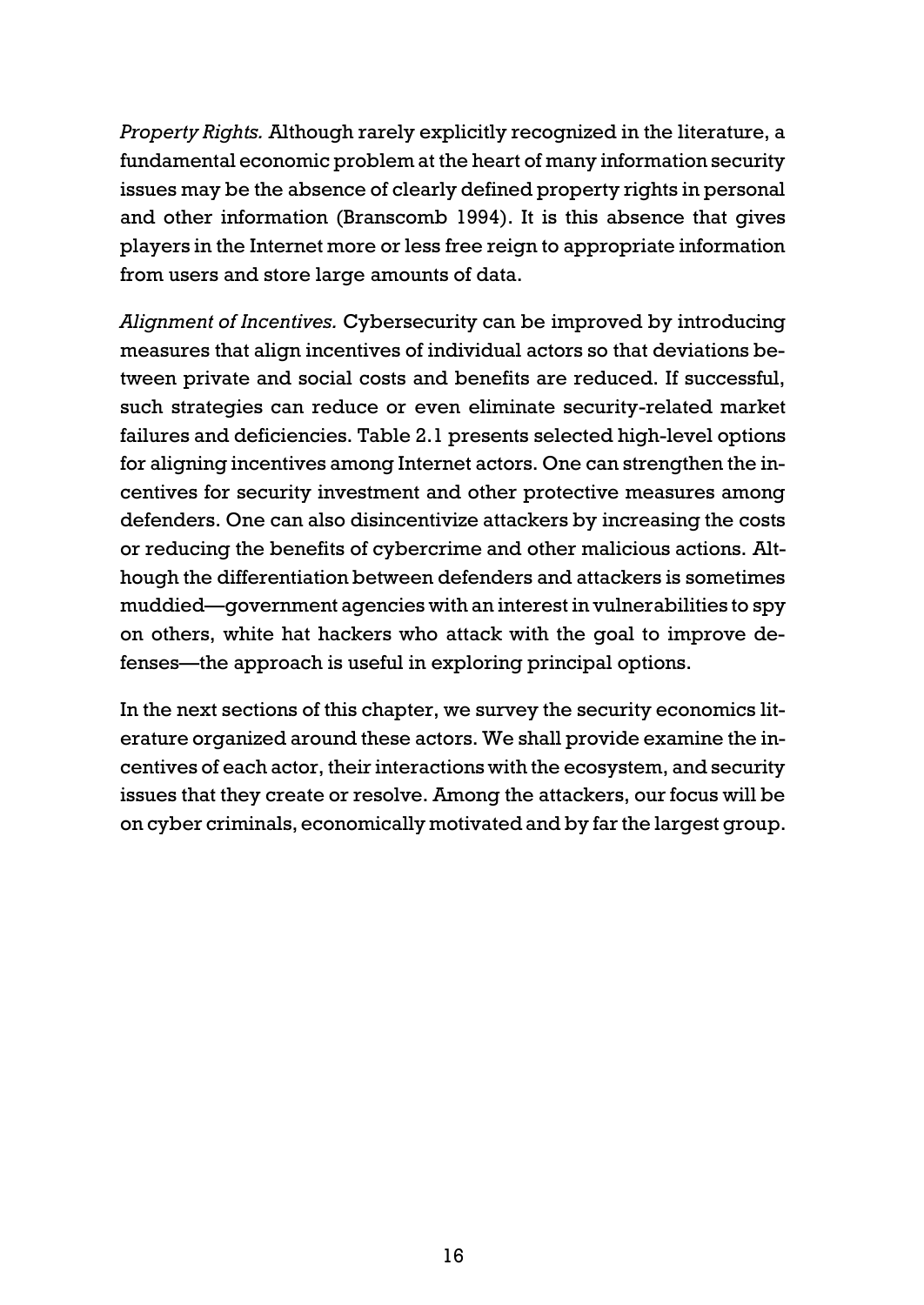*Property Rights.* Although rarely explicitly recognized in the literature, a fundamental economic problem at the heart of many information security issues may be the absence of clearly defined property rights in personal and other information (Branscomb 1994). It is this absence that gives players in the Internet more or less free reign to appropriate information from users and store large amounts of data.

*Alignment of Incentives.* Cybersecurity can be improved by introducing measures that align incentives of individual actors so that deviations between private and social costs and benefits are reduced. If successful, such strategies can reduce or even eliminate security-related market failures and deficiencies. Table 2.1 presents selected high-level options for aligning incentives among Internet actors. One can strengthen the incentives for security investment and other protective measures among defenders. One can also disincentivize attackers by increasing the costs or reducing the benefits of cybercrime and other malicious actions. Although the differentiation between defenders and attackers is sometimes muddied—government agencies with an interest in vulnerabilities to spy on others, white hat hackers who attack with the goal to improve defenses—the approach is useful in exploring principal options.

In the next sections of this chapter, we survey the security economics literature organized around these actors. We shall provide examine the incentives of each actor, their interactions with the ecosystem, and security issues that they create or resolve. Among the attackers, our focus will be on cyber criminals, economically motivated and by far the largest group.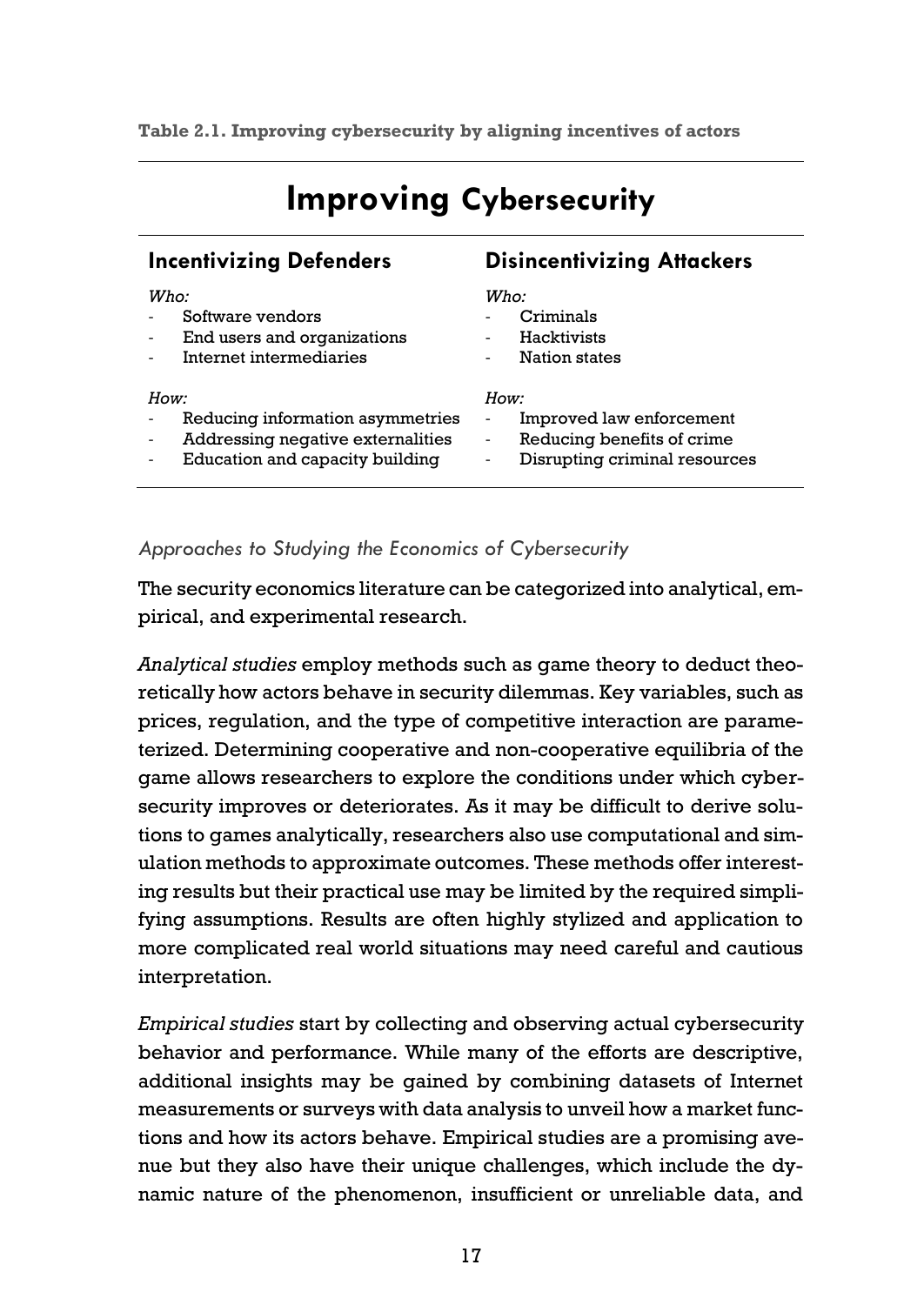**Table 2.1. Improving cybersecurity by aligning incentives of actors**

| Improving Cybersecurity | |
|---|---|
| **Incentivizing Defenders** | **Disincentivizing Attackers** |
| *Who:* | *Who:* |
| - Software vendors | - Criminals |
| - End users and organizations | - Hacktivists |
| - Internet intermediaries | - Nation states |
| *How:* | *How:* |
| - Reducing information asymmetries | - Improved law enforcement |
| - Addressing negative externalities | - Reducing benefits of crime |
| - Education and capacity building | - Disrupting criminal resources |

### *Approaches to Studying the Economics of Cybersecurity*

The security economics literature can be categorized into analytical, empirical, and experimental research.

*Analytical studies* employ methods such as game theory to deduct theoretically how actors behave in security dilemmas. Key variables, such as prices, regulation, and the type of competitive interaction are parameterized. Determining cooperative and non-cooperative equilibria of the game allows researchers to explore the conditions under which cybersecurity improves or deteriorates. As it may be difficult to derive solutions to games analytically, researchers also use computational and simulation methods to approximate outcomes. These methods offer interesting results but their practical use may be limited by the required simplifying assumptions. Results are often highly stylized and application to more complicated real world situations may need careful and cautious interpretation.

*Empirical studies* start by collecting and observing actual cybersecurity behavior and performance. While many of the efforts are descriptive, additional insights may be gained by combining datasets of Internet measurements or surveys with data analysis to unveil how a market functions and how its actors behave. Empirical studies are a promising avenue but they also have their unique challenges, which include the dynamic nature of the phenomenon, insufficient or unreliable data, and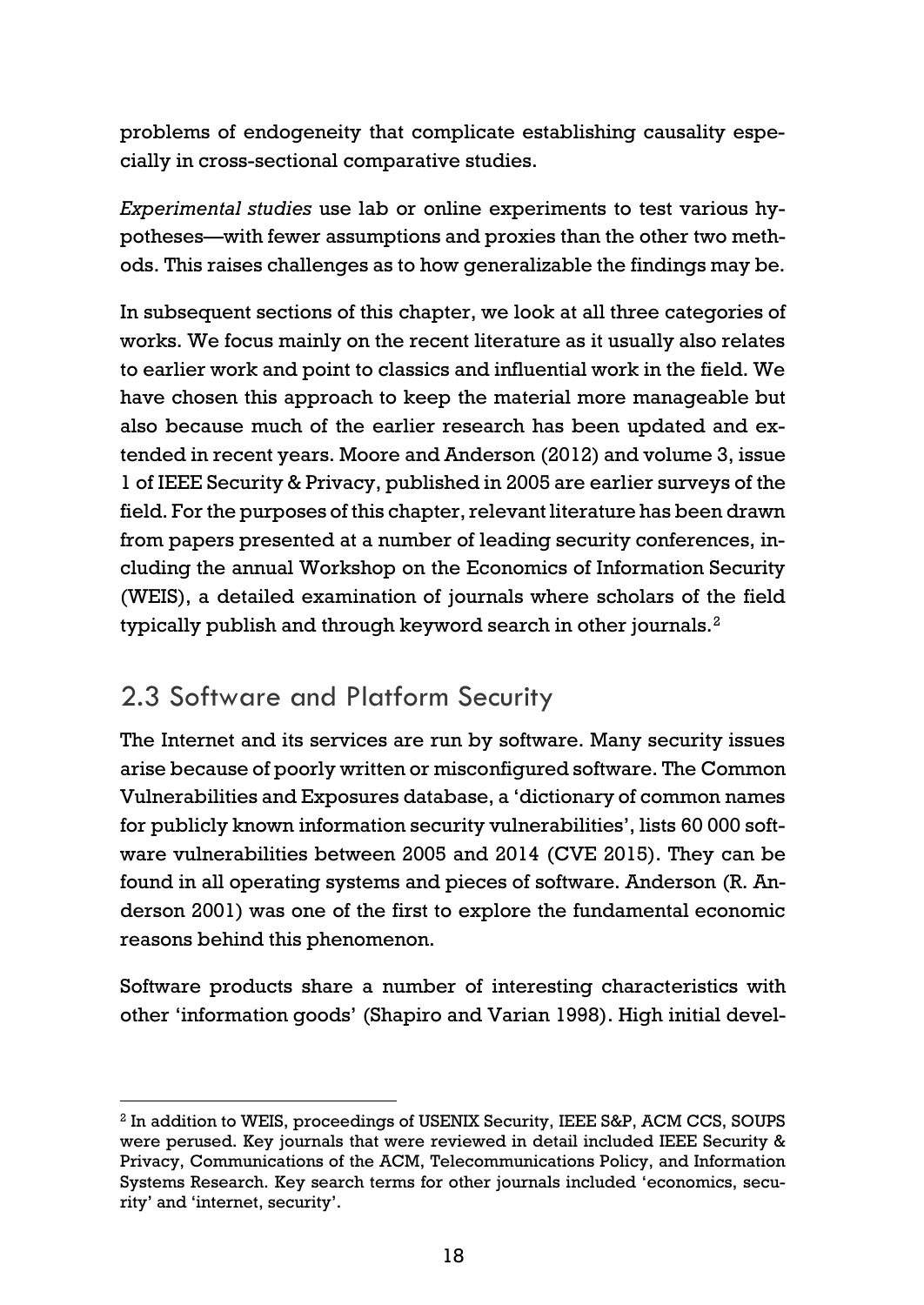problems of endogeneity that complicate establishing causality especially in cross-sectional comparative studies.

*Experimental studies* use lab or online experiments to test various hypotheses—with fewer assumptions and proxies than the other two methods. This raises challenges as to how generalizable the findings may be.

In subsequent sections of this chapter, we look at all three categories of works. We focus mainly on the recent literature as it usually also relates to earlier work and point to classics and influential work in the field. We have chosen this approach to keep the material more manageable but also because much of the earlier research has been updated and extended in recent years. Moore and Anderson (2012) and volume 3, issue 1 of IEEE Security & Privacy, published in 2005 are earlier surveys of the field. For the purposes of this chapter, relevant literature has been drawn from papers presented at a number of leading security conferences, including the annual Workshop on the Economics of Information Security (WEIS), a detailed examination of journals where scholars of the field typically publish and through keyword search in other journals.[2]

## 2.3 Software and Platform Security

The Internet and its services are run by software. Many security issues arise because of poorly written or misconfigured software. The Common Vulnerabilities and Exposures database, a 'dictionary of common names for publicly known information security vulnerabilities', lists 60 000 software vulnerabilities between 2005 and 2014 (CVE 2015). They can be found in all operating systems and pieces of software. Anderson (R. Anderson 2001) was one of the first to explore the fundamental economic reasons behind this phenomenon.

Software products share a number of interesting characteristics with other 'information goods' (Shapiro and Varian 1998). High initial devel-

---

[2] In addition to WEIS, proceedings of USENIX Security, IEEE S&P, ACM CCS, SOUPS were perused. Key journals that were reviewed in detail included IEEE Security & Privacy, Communications of the ACM, Telecommunications Policy, and Information Systems Research. Key search terms for other journals included 'economics, security' and 'internet, security'.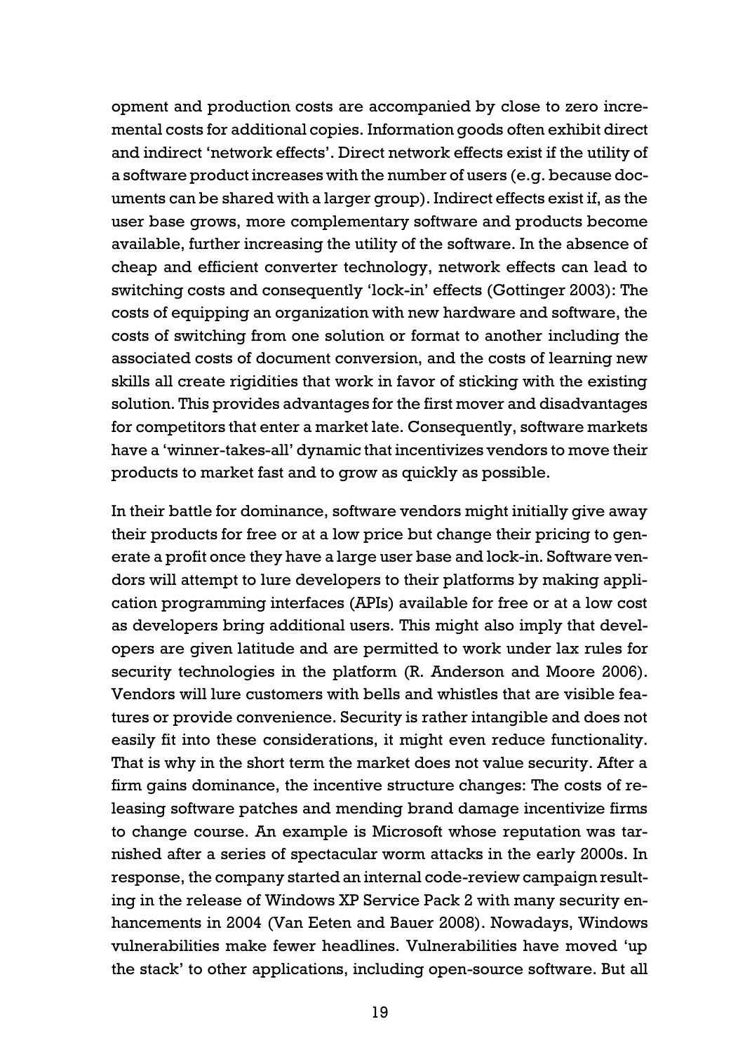opment and production costs are accompanied by close to zero incremental costs for additional copies. Information goods often exhibit direct and indirect 'network effects'. Direct network effects exist if the utility of a software product increases with the number of users (e.g. because documents can be shared with a larger group). Indirect effects exist if, as the user base grows, more complementary software and products become available, further increasing the utility of the software. In the absence of cheap and efficient converter technology, network effects can lead to switching costs and consequently 'lock-in' effects (Gottinger 2003): The costs of equipping an organization with new hardware and software, the costs of switching from one solution or format to another including the associated costs of document conversion, and the costs of learning new skills all create rigidities that work in favor of sticking with the existing solution. This provides advantages for the first mover and disadvantages for competitors that enter a market late. Consequently, software markets have a 'winner-takes-all' dynamic that incentivizes vendors to move their products to market fast and to grow as quickly as possible.

In their battle for dominance, software vendors might initially give away their products for free or at a low price but change their pricing to generate a profit once they have a large user base and lock-in. Software vendors will attempt to lure developers to their platforms by making application programming interfaces (APIs) available for free or at a low cost as developers bring additional users. This might also imply that developers are given latitude and are permitted to work under lax rules for security technologies in the platform (R. Anderson and Moore 2006). Vendors will lure customers with bells and whistles that are visible features or provide convenience. Security is rather intangible and does not easily fit into these considerations, it might even reduce functionality. That is why in the short term the market does not value security. After a firm gains dominance, the incentive structure changes: The costs of releasing software patches and mending brand damage incentivize firms to change course. An example is Microsoft whose reputation was tarnished after a series of spectacular worm attacks in the early 2000s. In response, the company started an internal code-review campaign resulting in the release of Windows XP Service Pack 2 with many security enhancements in 2004 (Van Eeten and Bauer 2008). Nowadays, Windows vulnerabilities make fewer headlines. Vulnerabilities have moved 'up the stack' to other applications, including open-source software. But all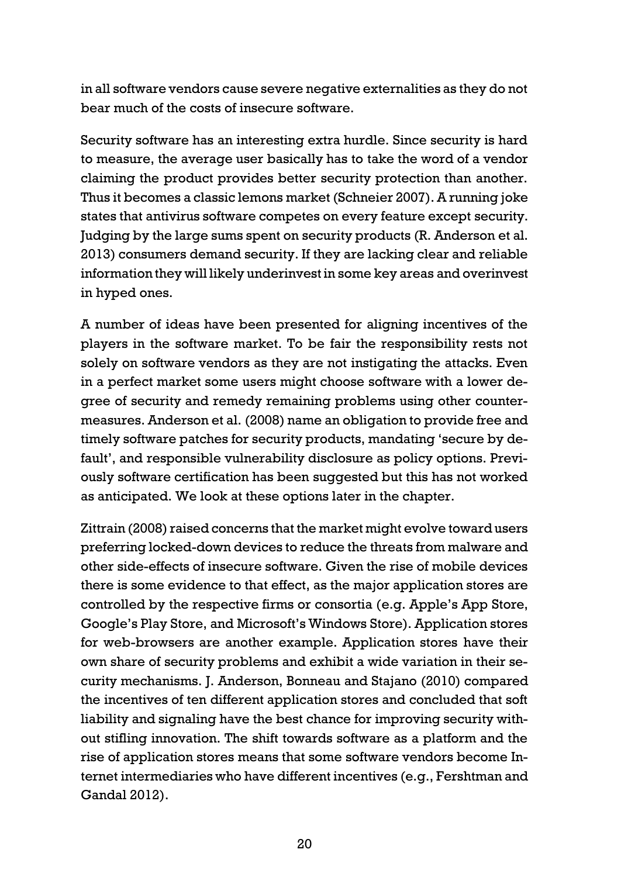in all software vendors cause severe negative externalities as they do not bear much of the costs of insecure software.

Security software has an interesting extra hurdle. Since security is hard to measure, the average user basically has to take the word of a vendor claiming the product provides better security protection than another. Thus it becomes a classic lemons market (Schneier 2007). A running joke states that antivirus software competes on every feature except security. Judging by the large sums spent on security products (R. Anderson et al. 2013) consumers demand security. If they are lacking clear and reliable information they will likely underinvest in some key areas and overinvest in hyped ones.

A number of ideas have been presented for aligning incentives of the players in the software market. To be fair the responsibility rests not solely on software vendors as they are not instigating the attacks. Even in a perfect market some users might choose software with a lower degree of security and remedy remaining problems using other countermeasures. Anderson et al. (2008) name an obligation to provide free and timely software patches for security products, mandating 'secure by default', and responsible vulnerability disclosure as policy options. Previously software certification has been suggested but this has not worked as anticipated. We look at these options later in the chapter.

Zittrain (2008) raised concerns that the market might evolve toward users preferring locked-down devices to reduce the threats from malware and other side-effects of insecure software. Given the rise of mobile devices there is some evidence to that effect, as the major application stores are controlled by the respective firms or consortia (e.g. Apple's App Store, Google's Play Store, and Microsoft's Windows Store). Application stores for web-browsers are another example. Application stores have their own share of security problems and exhibit a wide variation in their security mechanisms. J. Anderson, Bonneau and Stajano (2010) compared the incentives of ten different application stores and concluded that soft liability and signaling have the best chance for improving security without stifling innovation. The shift towards software as a platform and the rise of application stores means that some software vendors become Internet intermediaries who have different incentives (e.g., Fershtman and Gandal 2012).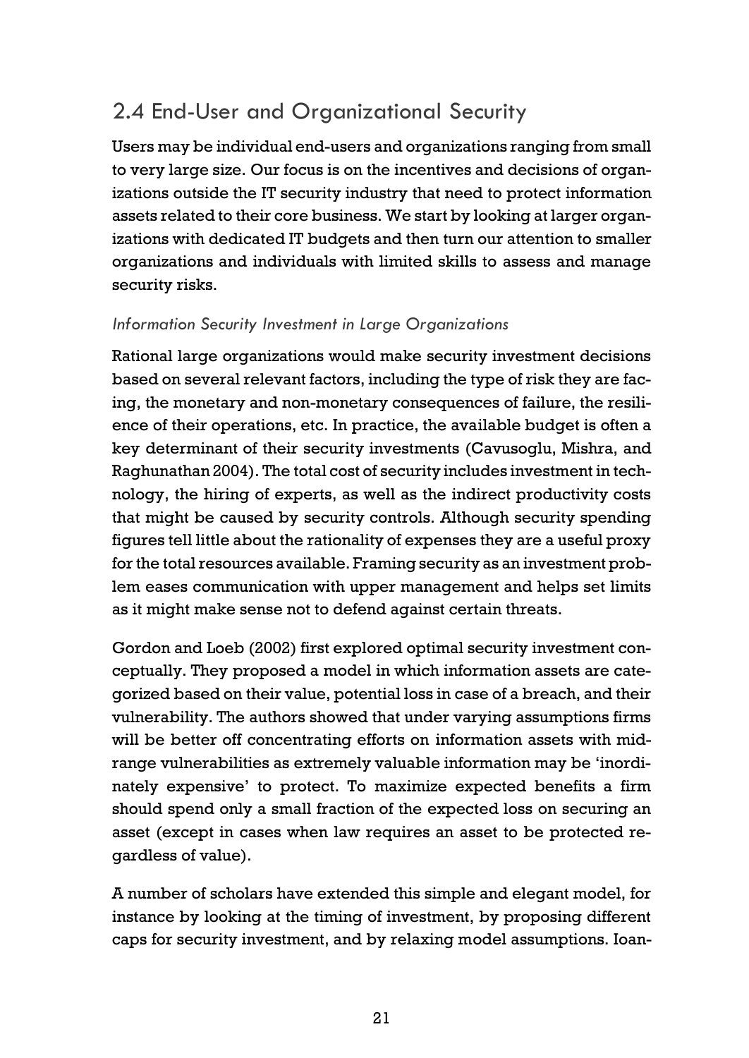## 2.4 End-User and Organizational Security

Users may be individual end-users and organizations ranging from small to very large size. Our focus is on the incentives and decisions of organizations outside the IT security industry that need to protect information assets related to their core business. We start by looking at larger organizations with dedicated IT budgets and then turn our attention to smaller organizations and individuals with limited skills to assess and manage security risks.

### *Information Security Investment in Large Organizations*

Rational large organizations would make security investment decisions based on several relevant factors, including the type of risk they are facing, the monetary and non-monetary consequences of failure, the resilience of their operations, etc. In practice, the available budget is often a key determinant of their security investments (Cavusoglu, Mishra, and Raghunathan 2004). The total cost of security includes investment in technology, the hiring of experts, as well as the indirect productivity costs that might be caused by security controls. Although security spending figures tell little about the rationality of expenses they are a useful proxy for the total resources available. Framing security as an investment problem eases communication with upper management and helps set limits as it might make sense not to defend against certain threats.

Gordon and Loeb (2002) first explored optimal security investment conceptually. They proposed a model in which information assets are categorized based on their value, potential loss in case of a breach, and their vulnerability. The authors showed that under varying assumptions firms will be better off concentrating efforts on information assets with mid-range vulnerabilities as extremely valuable information may be 'inordinately expensive' to protect. To maximize expected benefits a firm should spend only a small fraction of the expected loss on securing an asset (except in cases when law requires an asset to be protected regardless of value).

A number of scholars have extended this simple and elegant model, for instance by looking at the timing of investment, by proposing different caps for security investment, and by relaxing model assumptions. Ioan-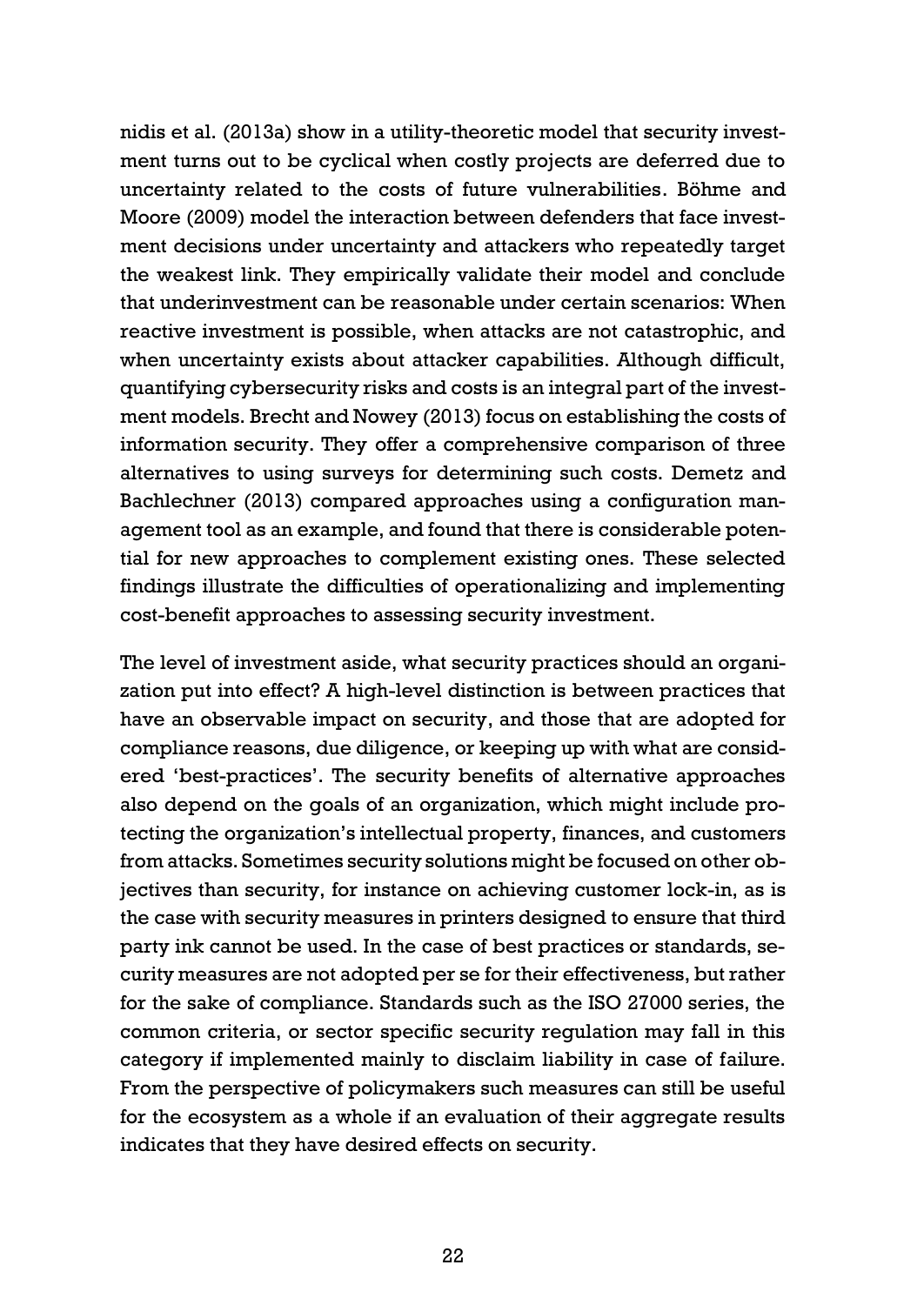nidis et al. (2013a) show in a utility-theoretic model that security investment turns out to be cyclical when costly projects are deferred due to uncertainty related to the costs of future vulnerabilities. Böhme and Moore (2009) model the interaction between defenders that face investment decisions under uncertainty and attackers who repeatedly target the weakest link. They empirically validate their model and conclude that underinvestment can be reasonable under certain scenarios: When reactive investment is possible, when attacks are not catastrophic, and when uncertainty exists about attacker capabilities. Although difficult, quantifying cybersecurity risks and costs is an integral part of the investment models. Brecht and Nowey (2013) focus on establishing the costs of information security. They offer a comprehensive comparison of three alternatives to using surveys for determining such costs. Demetz and Bachlechner (2013) compared approaches using a configuration management tool as an example, and found that there is considerable potential for new approaches to complement existing ones. These selected findings illustrate the difficulties of operationalizing and implementing cost-benefit approaches to assessing security investment.

The level of investment aside, what security practices should an organization put into effect? A high-level distinction is between practices that have an observable impact on security, and those that are adopted for compliance reasons, due diligence, or keeping up with what are considered 'best-practices'. The security benefits of alternative approaches also depend on the goals of an organization, which might include protecting the organization's intellectual property, finances, and customers from attacks. Sometimes security solutions might be focused on other objectives than security, for instance on achieving customer lock-in, as is the case with security measures in printers designed to ensure that third party ink cannot be used. In the case of best practices or standards, security measures are not adopted per se for their effectiveness, but rather for the sake of compliance. Standards such as the ISO 27000 series, the common criteria, or sector specific security regulation may fall in this category if implemented mainly to disclaim liability in case of failure. From the perspective of policymakers such measures can still be useful for the ecosystem as a whole if an evaluation of their aggregate results indicates that they have desired effects on security.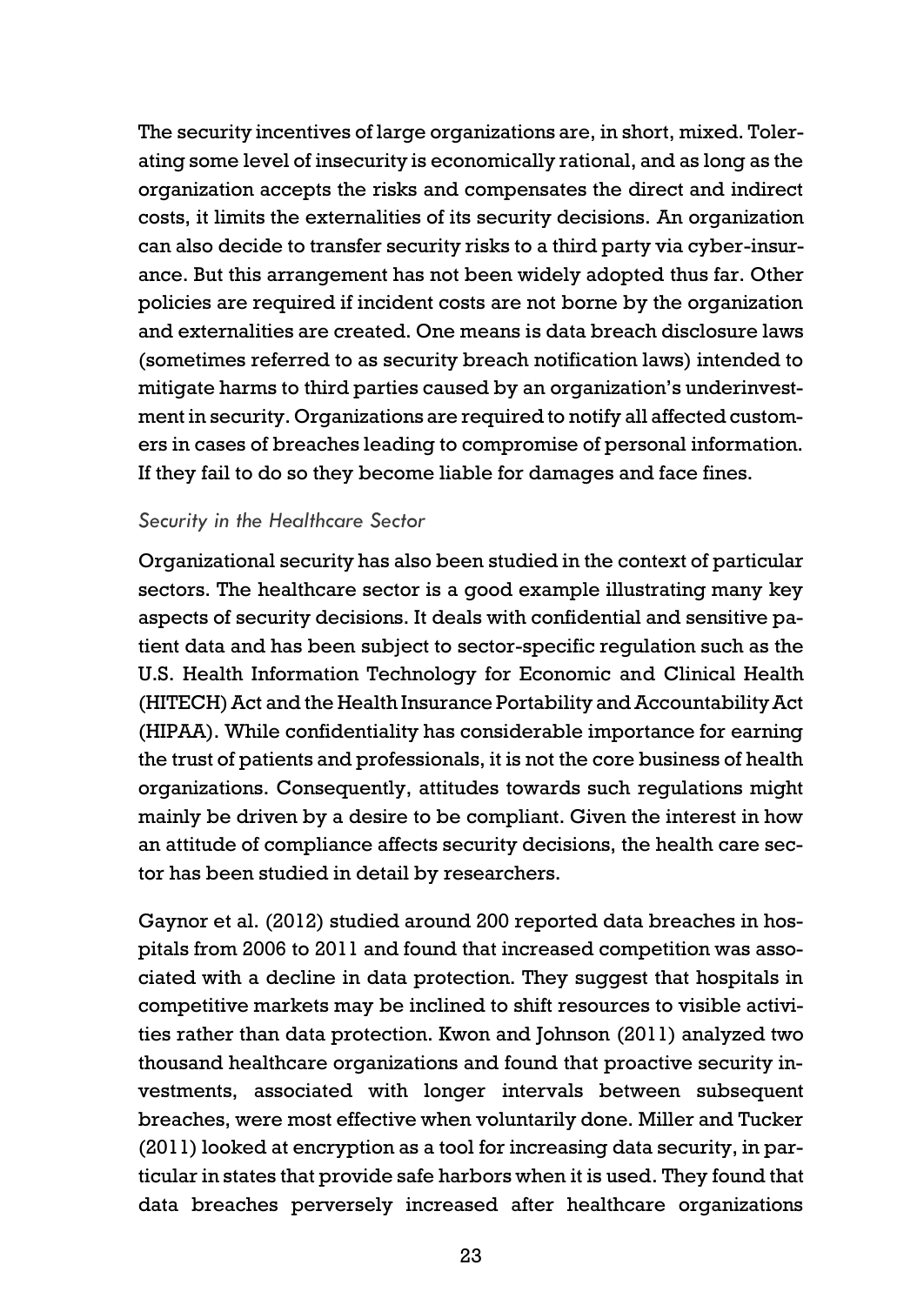The security incentives of large organizations are, in short, mixed. Tolerating some level of insecurity is economically rational, and as long as the organization accepts the risks and compensates the direct and indirect costs, it limits the externalities of its security decisions. An organization can also decide to transfer security risks to a third party via cyber-insurance. But this arrangement has not been widely adopted thus far. Other policies are required if incident costs are not borne by the organization and externalities are created. One means is data breach disclosure laws (sometimes referred to as security breach notification laws) intended to mitigate harms to third parties caused by an organization's underinvestment in security. Organizations are required to notify all affected customers in cases of breaches leading to compromise of personal information. If they fail to do so they become liable for damages and face fines.

### *Security in the Healthcare Sector*

Organizational security has also been studied in the context of particular sectors. The healthcare sector is a good example illustrating many key aspects of security decisions. It deals with confidential and sensitive patient data and has been subject to sector-specific regulation such as the U.S. Health Information Technology for Economic and Clinical Health (HITECH) Act and the Health Insurance Portability and Accountability Act (HIPAA). While confidentiality has considerable importance for earning the trust of patients and professionals, it is not the core business of health organizations. Consequently, attitudes towards such regulations might mainly be driven by a desire to be compliant. Given the interest in how an attitude of compliance affects security decisions, the health care sector has been studied in detail by researchers.

Gaynor et al. (2012) studied around 200 reported data breaches in hospitals from 2006 to 2011 and found that increased competition was associated with a decline in data protection. They suggest that hospitals in competitive markets may be inclined to shift resources to visible activities rather than data protection. Kwon and Johnson (2011) analyzed two thousand healthcare organizations and found that proactive security investments, associated with longer intervals between subsequent breaches, were most effective when voluntarily done. Miller and Tucker (2011) looked at encryption as a tool for increasing data security, in particular in states that provide safe harbors when it is used. They found that data breaches perversely increased after healthcare organizations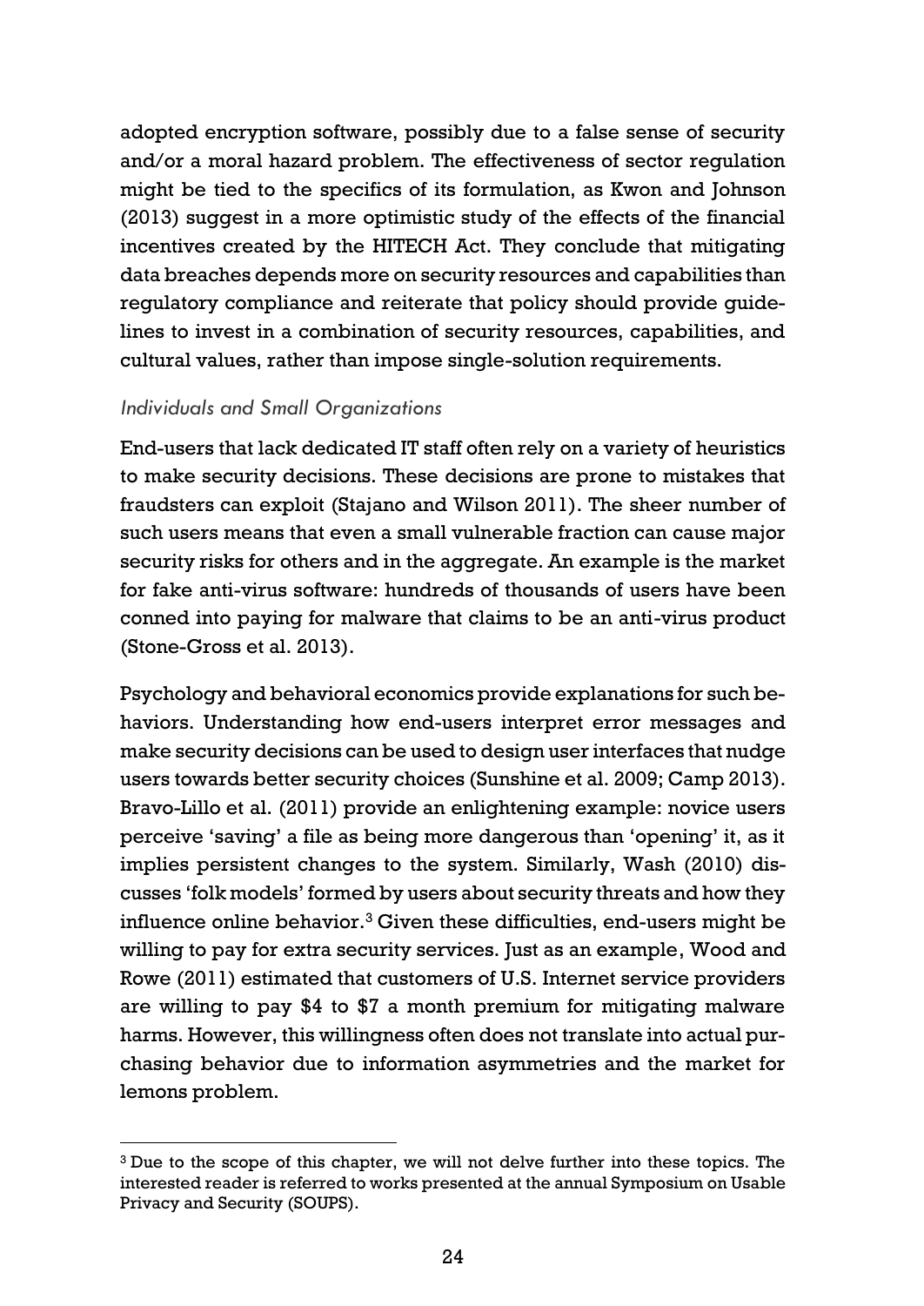adopted encryption software, possibly due to a false sense of security and/or a moral hazard problem. The effectiveness of sector regulation might be tied to the specifics of its formulation, as Kwon and Johnson (2013) suggest in a more optimistic study of the effects of the financial incentives created by the HITECH Act. They conclude that mitigating data breaches depends more on security resources and capabilities than regulatory compliance and reiterate that policy should provide guidelines to invest in a combination of security resources, capabilities, and cultural values, rather than impose single-solution requirements.

### *Individuals and Small Organizations*

End-users that lack dedicated IT staff often rely on a variety of heuristics to make security decisions. These decisions are prone to mistakes that fraudsters can exploit (Stajano and Wilson 2011). The sheer number of such users means that even a small vulnerable fraction can cause major security risks for others and in the aggregate. An example is the market for fake anti-virus software: hundreds of thousands of users have been conned into paying for malware that claims to be an anti-virus product (Stone-Gross et al. 2013).

Psychology and behavioral economics provide explanations for such behaviors. Understanding how end-users interpret error messages and make security decisions can be used to design user interfaces that nudge users towards better security choices (Sunshine et al. 2009; Camp 2013). Bravo-Lillo et al. (2011) provide an enlightening example: novice users perceive 'saving' a file as being more dangerous than 'opening' it, as it implies persistent changes to the system. Similarly, Wash (2010) discusses 'folk models' formed by users about security threats and how they influence online behavior.[3] Given these difficulties, end-users might be willing to pay for extra security services. Just as an example, Wood and Rowe (2011) estimated that customers of U.S. Internet service providers are willing to pay \$4 to \$7 a month premium for mitigating malware harms. However, this willingness often does not translate into actual purchasing behavior due to information asymmetries and the market for lemons problem.

[3] Due to the scope of this chapter, we will not delve further into these topics. The interested reader is referred to works presented at the annual Symposium on Usable Privacy and Security (SOUPS).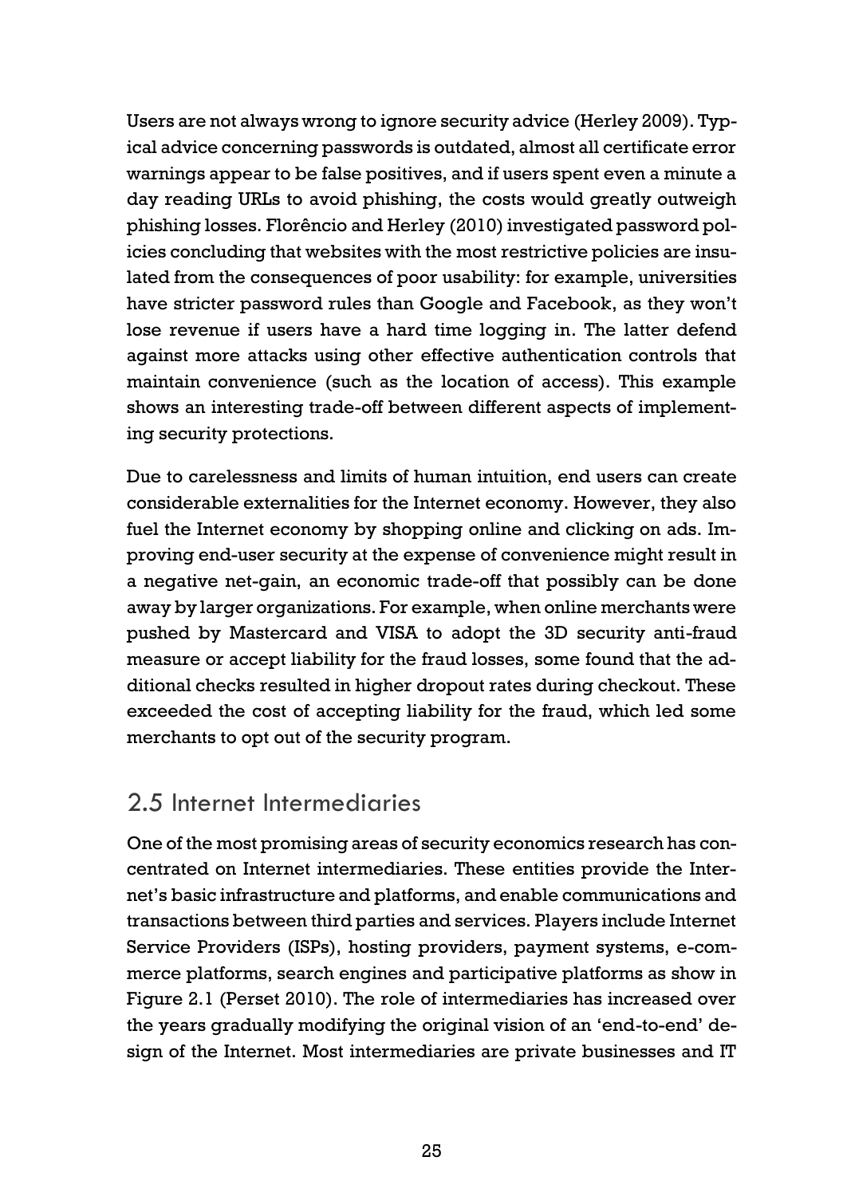Users are not always wrong to ignore security advice (Herley 2009). Typical advice concerning passwords is outdated, almost all certificate error warnings appear to be false positives, and if users spent even a minute a day reading URLs to avoid phishing, the costs would greatly outweigh phishing losses. Florêncio and Herley (2010) investigated password policies concluding that websites with the most restrictive policies are insulated from the consequences of poor usability: for example, universities have stricter password rules than Google and Facebook, as they won't lose revenue if users have a hard time logging in. The latter defend against more attacks using other effective authentication controls that maintain convenience (such as the location of access). This example shows an interesting trade-off between different aspects of implementing security protections.

Due to carelessness and limits of human intuition, end users can create considerable externalities for the Internet economy. However, they also fuel the Internet economy by shopping online and clicking on ads. Improving end-user security at the expense of convenience might result in a negative net-gain, an economic trade-off that possibly can be done away by larger organizations. For example, when online merchants were pushed by Mastercard and VISA to adopt the 3D security anti-fraud measure or accept liability for the fraud losses, some found that the additional checks resulted in higher dropout rates during checkout. These exceeded the cost of accepting liability for the fraud, which led some merchants to opt out of the security program.

## 2.5 Internet Intermediaries

One of the most promising areas of security economics research has concentrated on Internet intermediaries. These entities provide the Internet's basic infrastructure and platforms, and enable communications and transactions between third parties and services. Players include Internet Service Providers (ISPs), hosting providers, payment systems, e-commerce platforms, search engines and participative platforms as show in Figure 2.1 (Perset 2010). The role of intermediaries has increased over the years gradually modifying the original vision of an 'end-to-end' design of the Internet. Most intermediaries are private businesses and IT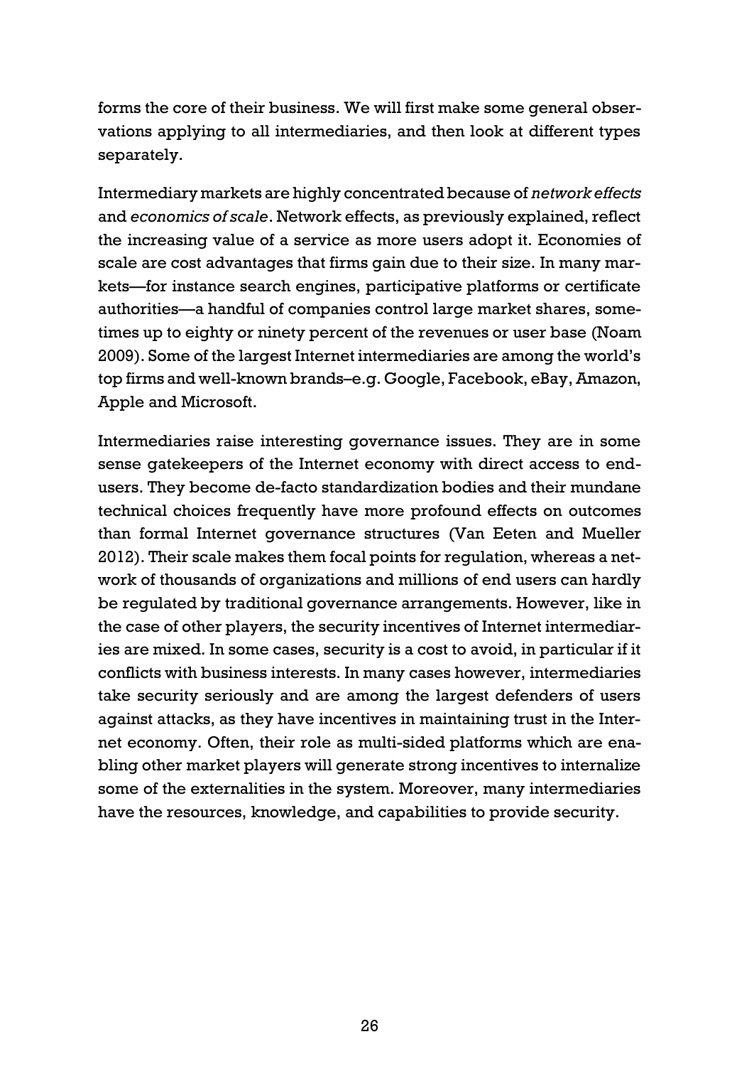forms the core of their business. We will first make some general observations applying to all intermediaries, and then look at different types separately.

Intermediary markets are highly concentrated because of *network effects* and *economics of scale*. Network effects, as previously explained, reflect the increasing value of a service as more users adopt it. Economies of scale are cost advantages that firms gain due to their size. In many markets—for instance search engines, participative platforms or certificate authorities—a handful of companies control large market shares, sometimes up to eighty or ninety percent of the revenues or user base (Noam 2009). Some of the largest Internet intermediaries are among the world's top firms and well-known brands–e.g. Google, Facebook, eBay, Amazon, Apple and Microsoft.

Intermediaries raise interesting governance issues. They are in some sense gatekeepers of the Internet economy with direct access to end-users. They become de-facto standardization bodies and their mundane technical choices frequently have more profound effects on outcomes than formal Internet governance structures (Van Eeten and Mueller 2012). Their scale makes them focal points for regulation, whereas a network of thousands of organizations and millions of end users can hardly be regulated by traditional governance arrangements. However, like in the case of other players, the security incentives of Internet intermediaries are mixed. In some cases, security is a cost to avoid, in particular if it conflicts with business interests. In many cases however, intermediaries take security seriously and are among the largest defenders of users against attacks, as they have incentives in maintaining trust in the Internet economy. Often, their role as multi-sided platforms which are enabling other market players will generate strong incentives to internalize some of the externalities in the system. Moreover, many intermediaries have the resources, knowledge, and capabilities to provide security.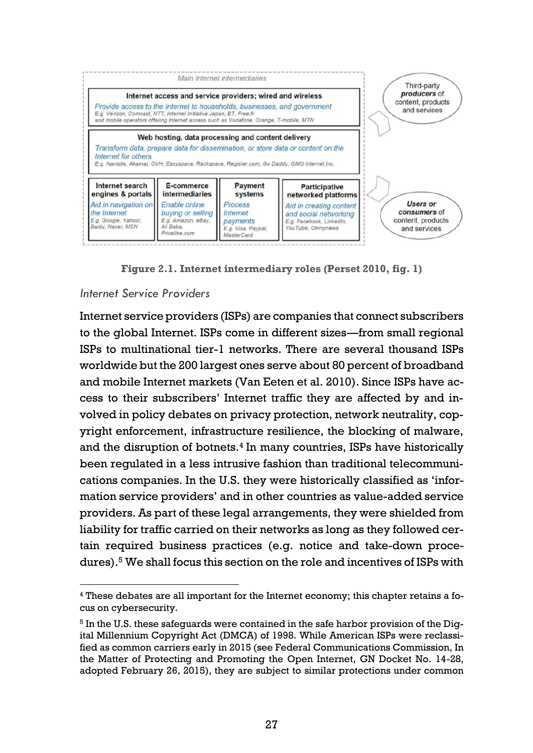**Figure 2.1. Internet intermediary roles (Perset 2010, fig. 1)**

*Internet Service Providers*

Internet service providers (ISPs) are companies that connect subscribers to the global Internet. ISPs come in different sizes—from small regional ISPs to multinational tier-1 networks. There are several thousand ISPs worldwide but the 200 largest ones serve about 80 percent of broadband and mobile Internet markets (Van Eeten et al. 2010). Since ISPs have access to their subscribers' Internet traffic they are affected by and involved in policy debates on privacy protection, network neutrality, copyright enforcement, infrastructure resilience, the blocking of malware, and the disruption of botnets.[4] In many countries, ISPs have historically been regulated in a less intrusive fashion than traditional telecommunications companies. In the U.S. they were historically classified as 'information service providers' and in other countries as value-added service providers. As part of these legal arrangements, they were shielded from liability for traffic carried on their networks as long as they followed certain required business practices (e.g. notice and take-down procedures).[5] We shall focus this section on the role and incentives of ISPs with

---

[4] These debates are all important for the Internet economy; this chapter retains a focus on cybersecurity.

[5] In the U.S. these safeguards were contained in the safe harbor provision of the Digital Millennium Copyright Act (DMCA) of 1998. While American ISPs were reclassified as common carriers early in 2015 (see Federal Communications Commission, In the Matter of Protecting and Promoting the Open Internet, GN Docket No. 14-28, adopted February 26, 2015), they are subject to similar protections under common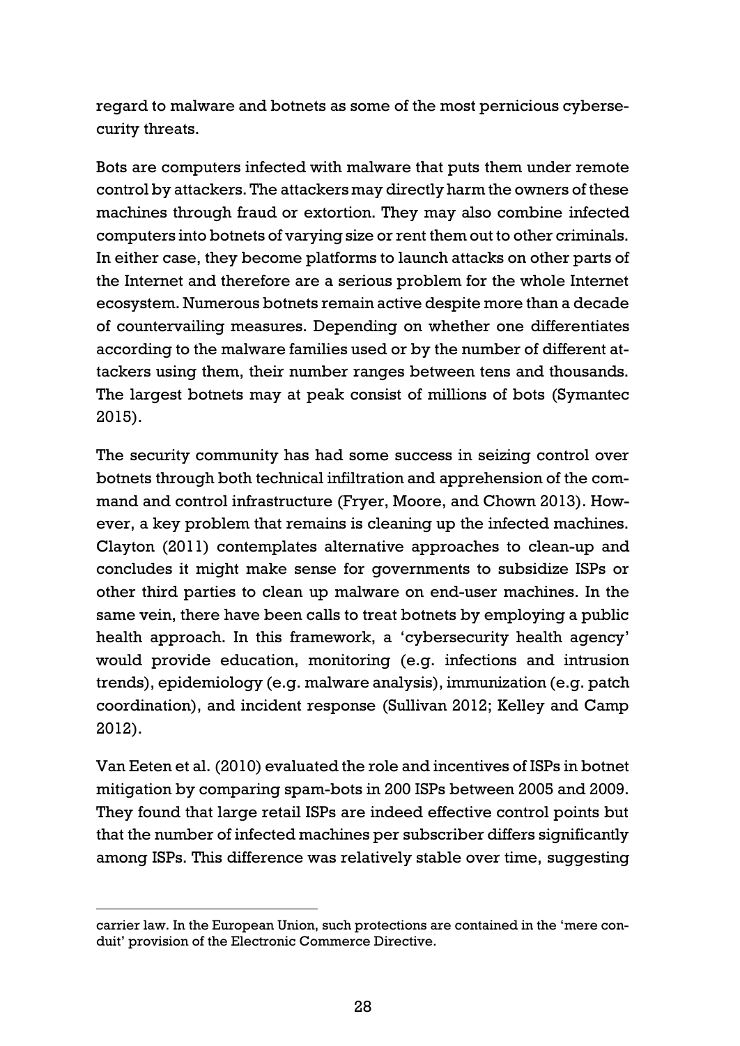regard to malware and botnets as some of the most pernicious cybersecurity threats.

Bots are computers infected with malware that puts them under remote control by attackers. The attackers may directly harm the owners of these machines through fraud or extortion. They may also combine infected computers into botnets of varying size or rent them out to other criminals. In either case, they become platforms to launch attacks on other parts of the Internet and therefore are a serious problem for the whole Internet ecosystem. Numerous botnets remain active despite more than a decade of countervailing measures. Depending on whether one differentiates according to the malware families used or by the number of different attackers using them, their number ranges between tens and thousands. The largest botnets may at peak consist of millions of bots (Symantec 2015).

The security community has had some success in seizing control over botnets through both technical infiltration and apprehension of the command and control infrastructure (Fryer, Moore, and Chown 2013). However, a key problem that remains is cleaning up the infected machines. Clayton (2011) contemplates alternative approaches to clean-up and concludes it might make sense for governments to subsidize ISPs or other third parties to clean up malware on end-user machines. In the same vein, there have been calls to treat botnets by employing a public health approach. In this framework, a 'cybersecurity health agency' would provide education, monitoring (e.g. infections and intrusion trends), epidemiology (e.g. malware analysis), immunization (e.g. patch coordination), and incident response (Sullivan 2012; Kelley and Camp 2012).

Van Eeten et al. (2010) evaluated the role and incentives of ISPs in botnet mitigation by comparing spam-bots in 200 ISPs between 2005 and 2009. They found that large retail ISPs are indeed effective control points but that the number of infected machines per subscriber differs significantly among ISPs. This difference was relatively stable over time, suggesting

---

carrier law. In the European Union, such protections are contained in the 'mere conduit' provision of the Electronic Commerce Directive.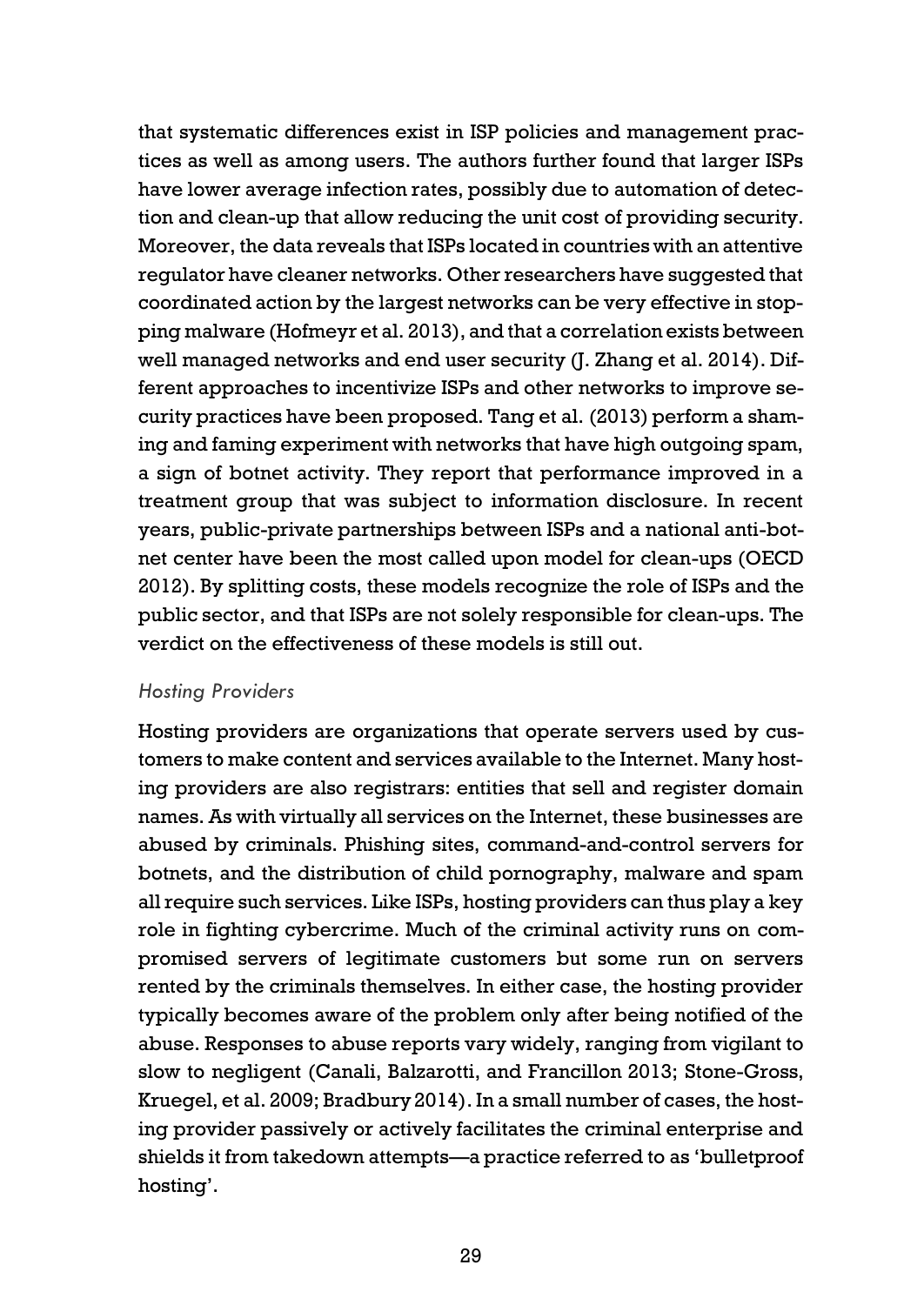that systematic differences exist in ISP policies and management practices as well as among users. The authors further found that larger ISPs have lower average infection rates, possibly due to automation of detection and clean-up that allow reducing the unit cost of providing security. Moreover, the data reveals that ISPs located in countries with an attentive regulator have cleaner networks. Other researchers have suggested that coordinated action by the largest networks can be very effective in stopping malware (Hofmeyr et al. 2013), and that a correlation exists between well managed networks and end user security (J. Zhang et al. 2014). Different approaches to incentivize ISPs and other networks to improve security practices have been proposed. Tang et al. (2013) perform a shaming and faming experiment with networks that have high outgoing spam, a sign of botnet activity. They report that performance improved in a treatment group that was subject to information disclosure. In recent years, public-private partnerships between ISPs and a national anti-botnet center have been the most called upon model for clean-ups (OECD 2012). By splitting costs, these models recognize the role of ISPs and the public sector, and that ISPs are not solely responsible for clean-ups. The verdict on the effectiveness of these models is still out.

### *Hosting Providers*

Hosting providers are organizations that operate servers used by customers to make content and services available to the Internet. Many hosting providers are also registrars: entities that sell and register domain names. As with virtually all services on the Internet, these businesses are abused by criminals. Phishing sites, command-and-control servers for botnets, and the distribution of child pornography, malware and spam all require such services. Like ISPs, hosting providers can thus play a key role in fighting cybercrime. Much of the criminal activity runs on compromised servers of legitimate customers but some run on servers rented by the criminals themselves. In either case, the hosting provider typically becomes aware of the problem only after being notified of the abuse. Responses to abuse reports vary widely, ranging from vigilant to slow to negligent (Canali, Balzarotti, and Francillon 2013; Stone-Gross, Kruegel, et al. 2009; Bradbury 2014). In a small number of cases, the hosting provider passively or actively facilitates the criminal enterprise and shields it from takedown attempts—a practice referred to as 'bulletproof hosting'.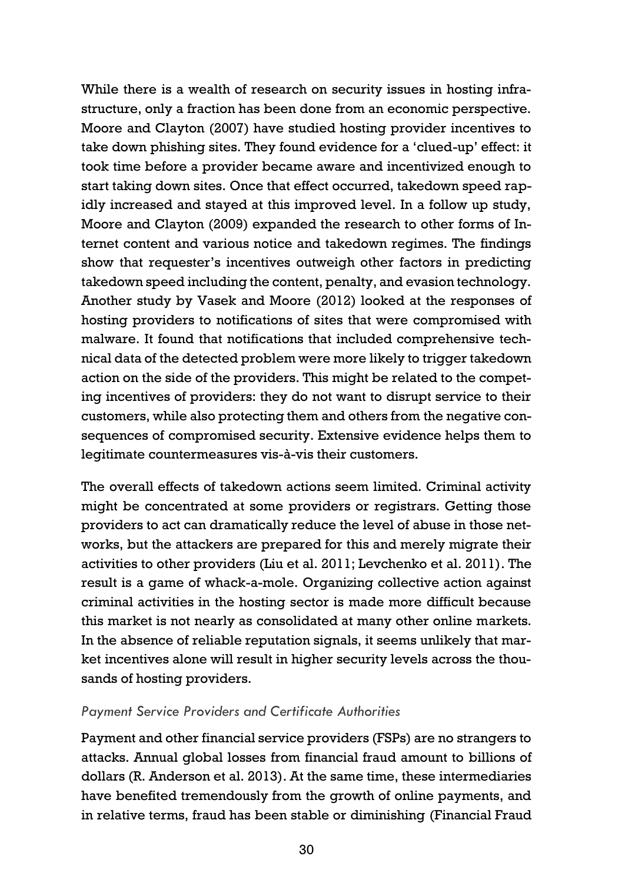While there is a wealth of research on security issues in hosting infrastructure, only a fraction has been done from an economic perspective. Moore and Clayton (2007) have studied hosting provider incentives to take down phishing sites. They found evidence for a 'clued-up' effect: it took time before a provider became aware and incentivized enough to start taking down sites. Once that effect occurred, takedown speed rapidly increased and stayed at this improved level. In a follow up study, Moore and Clayton (2009) expanded the research to other forms of Internet content and various notice and takedown regimes. The findings show that requester's incentives outweigh other factors in predicting takedown speed including the content, penalty, and evasion technology. Another study by Vasek and Moore (2012) looked at the responses of hosting providers to notifications of sites that were compromised with malware. It found that notifications that included comprehensive technical data of the detected problem were more likely to trigger takedown action on the side of the providers. This might be related to the competing incentives of providers: they do not want to disrupt service to their customers, while also protecting them and others from the negative consequences of compromised security. Extensive evidence helps them to legitimate countermeasures vis-à-vis their customers.

The overall effects of takedown actions seem limited. Criminal activity might be concentrated at some providers or registrars. Getting those providers to act can dramatically reduce the level of abuse in those networks, but the attackers are prepared for this and merely migrate their activities to other providers (Liu et al. 2011; Levchenko et al. 2011). The result is a game of whack-a-mole. Organizing collective action against criminal activities in the hosting sector is made more difficult because this market is not nearly as consolidated at many other online markets. In the absence of reliable reputation signals, it seems unlikely that market incentives alone will result in higher security levels across the thousands of hosting providers.

### *Payment Service Providers and Certificate Authorities*

Payment and other financial service providers (FSPs) are no strangers to attacks. Annual global losses from financial fraud amount to billions of dollars (R. Anderson et al. 2013). At the same time, these intermediaries have benefited tremendously from the growth of online payments, and in relative terms, fraud has been stable or diminishing (Financial Fraud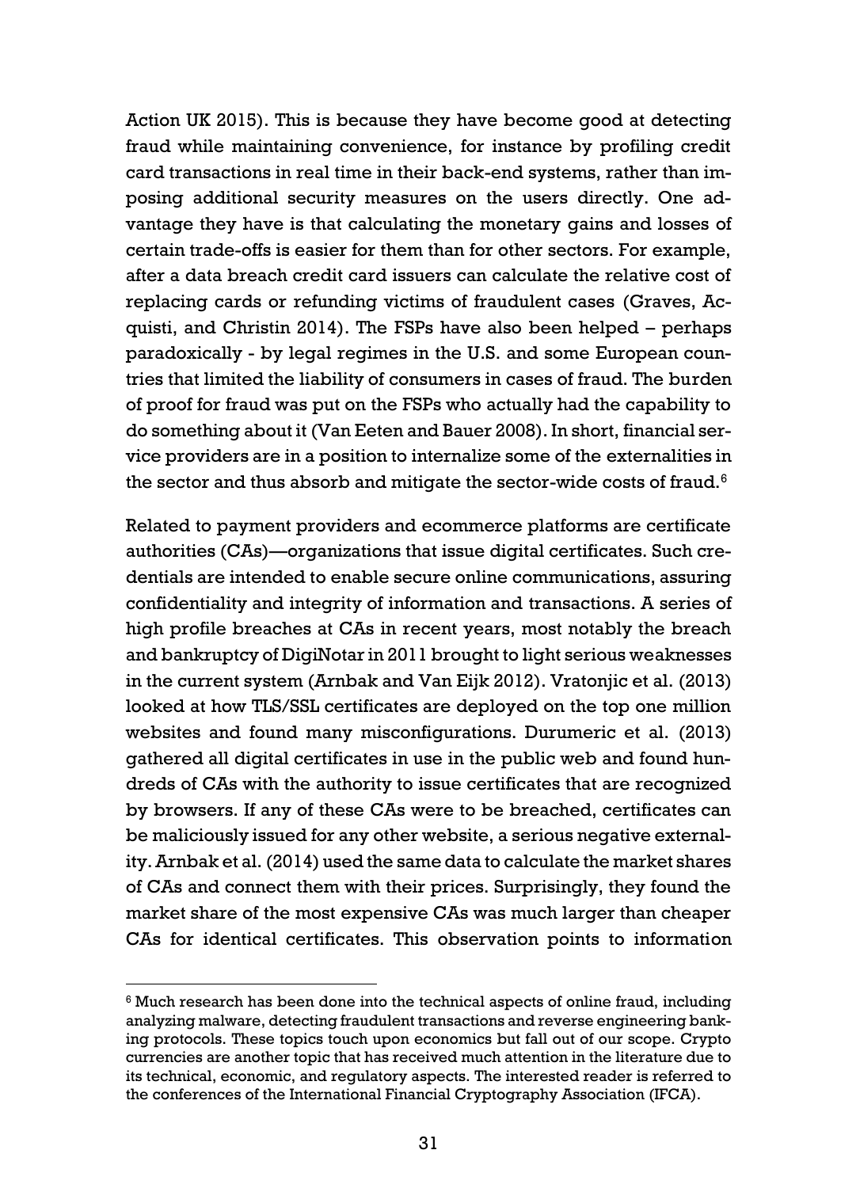Action UK 2015). This is because they have become good at detecting fraud while maintaining convenience, for instance by profiling credit card transactions in real time in their back-end systems, rather than imposing additional security measures on the users directly. One advantage they have is that calculating the monetary gains and losses of certain trade-offs is easier for them than for other sectors. For example, after a data breach credit card issuers can calculate the relative cost of replacing cards or refunding victims of fraudulent cases (Graves, Acquisti, and Christin 2014). The FSPs have also been helped – perhaps paradoxically - by legal regimes in the U.S. and some European countries that limited the liability of consumers in cases of fraud. The burden of proof for fraud was put on the FSPs who actually had the capability to do something about it (Van Eeten and Bauer 2008). In short, financial service providers are in a position to internalize some of the externalities in the sector and thus absorb and mitigate the sector-wide costs of fraud.[6]

Related to payment providers and ecommerce platforms are certificate authorities (CAs)—organizations that issue digital certificates. Such credentials are intended to enable secure online communications, assuring confidentiality and integrity of information and transactions. A series of high profile breaches at CAs in recent years, most notably the breach and bankruptcy of DigiNotar in 2011 brought to light serious weaknesses in the current system (Arnbak and Van Eijk 2012). Vratonjic et al. (2013) looked at how TLS/SSL certificates are deployed on the top one million websites and found many misconfigurations. Durumeric et al. (2013) gathered all digital certificates in use in the public web and found hundreds of CAs with the authority to issue certificates that are recognized by browsers. If any of these CAs were to be breached, certificates can be maliciously issued for any other website, a serious negative externality. Arnbak et al. (2014) used the same data to calculate the market shares of CAs and connect them with their prices. Surprisingly, they found the market share of the most expensive CAs was much larger than cheaper CAs for identical certificates. This observation points to information

[6] Much research has been done into the technical aspects of online fraud, including analyzing malware, detecting fraudulent transactions and reverse engineering banking protocols. These topics touch upon economics but fall out of our scope. Crypto currencies are another topic that has received much attention in the literature due to its technical, economic, and regulatory aspects. The interested reader is referred to the conferences of the International Financial Cryptography Association (IFCA).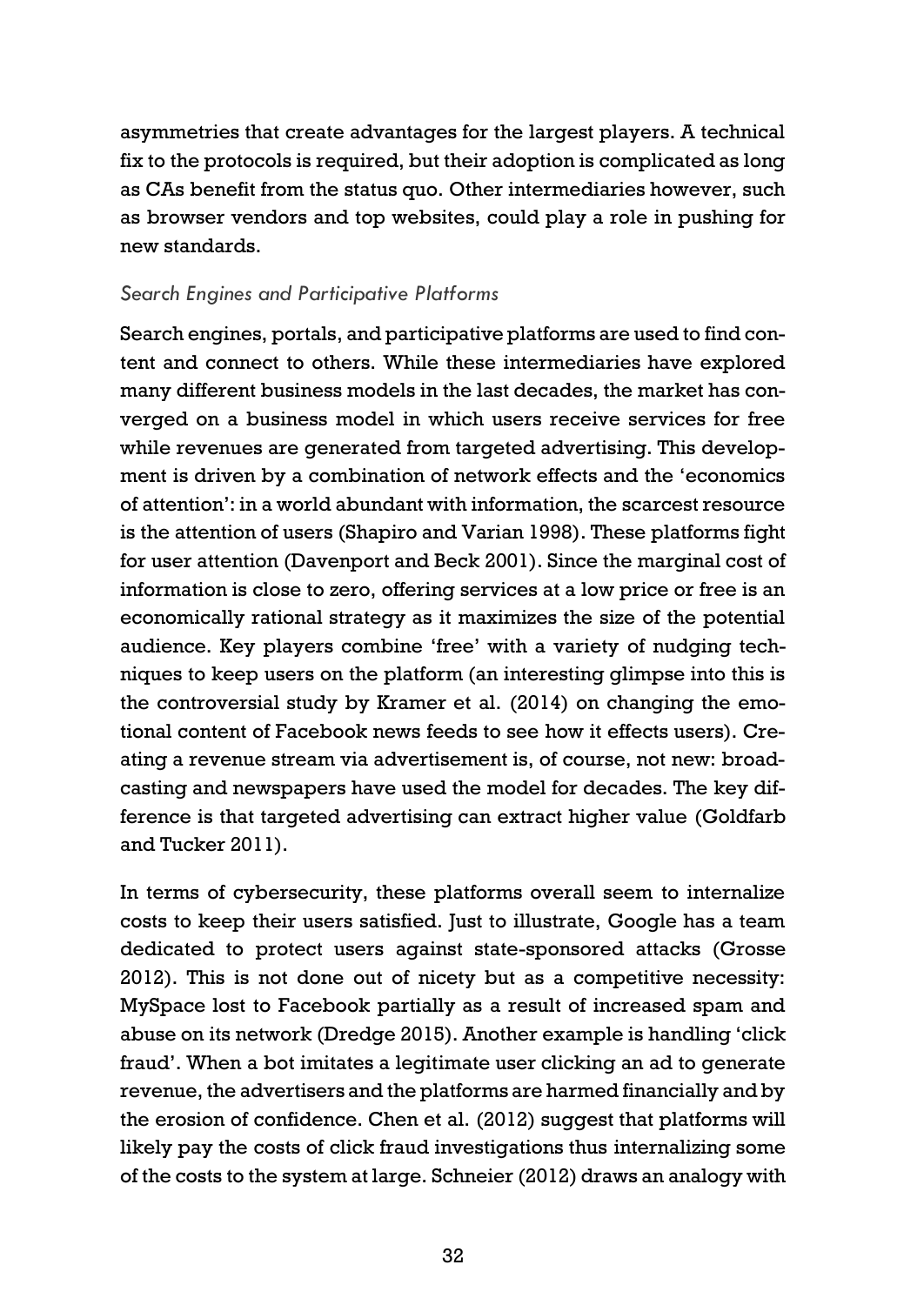asymmetries that create advantages for the largest players. A technical fix to the protocols is required, but their adoption is complicated as long as CAs benefit from the status quo. Other intermediaries however, such as browser vendors and top websites, could play a role in pushing for new standards.

### *Search Engines and Participative Platforms*

Search engines, portals, and participative platforms are used to find content and connect to others. While these intermediaries have explored many different business models in the last decades, the market has converged on a business model in which users receive services for free while revenues are generated from targeted advertising. This development is driven by a combination of network effects and the 'economics of attention': in a world abundant with information, the scarcest resource is the attention of users (Shapiro and Varian 1998). These platforms fight for user attention (Davenport and Beck 2001). Since the marginal cost of information is close to zero, offering services at a low price or free is an economically rational strategy as it maximizes the size of the potential audience. Key players combine 'free' with a variety of nudging techniques to keep users on the platform (an interesting glimpse into this is the controversial study by Kramer et al. (2014) on changing the emotional content of Facebook news feeds to see how it effects users). Creating a revenue stream via advertisement is, of course, not new: broadcasting and newspapers have used the model for decades. The key difference is that targeted advertising can extract higher value (Goldfarb and Tucker 2011).

In terms of cybersecurity, these platforms overall seem to internalize costs to keep their users satisfied. Just to illustrate, Google has a team dedicated to protect users against state-sponsored attacks (Grosse 2012). This is not done out of nicety but as a competitive necessity: MySpace lost to Facebook partially as a result of increased spam and abuse on its network (Dredge 2015). Another example is handling 'click fraud'. When a bot imitates a legitimate user clicking an ad to generate revenue, the advertisers and the platforms are harmed financially and by the erosion of confidence. Chen et al. (2012) suggest that platforms will likely pay the costs of click fraud investigations thus internalizing some of the costs to the system at large. Schneier (2012) draws an analogy with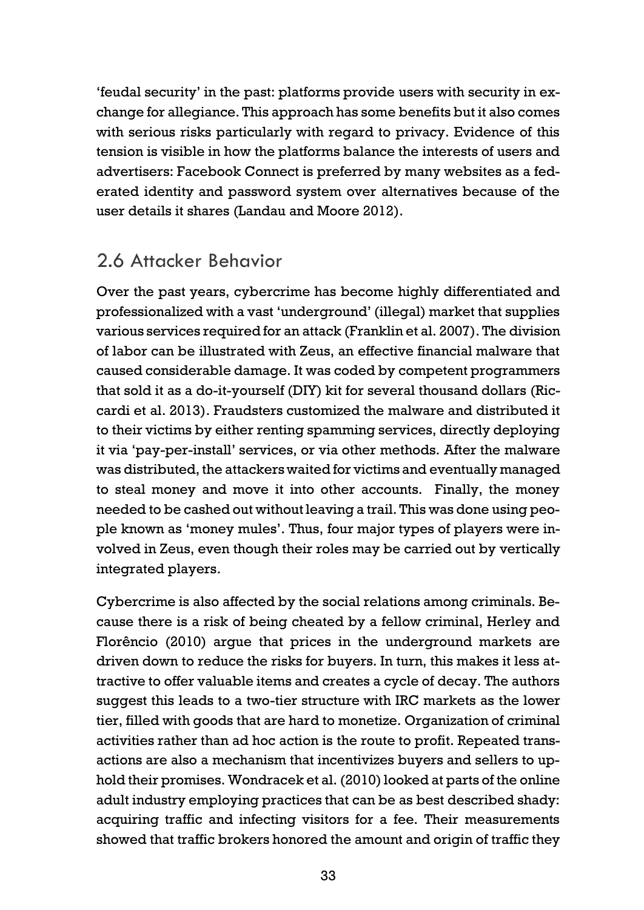'feudal security' in the past: platforms provide users with security in exchange for allegiance. This approach has some benefits but it also comes with serious risks particularly with regard to privacy. Evidence of this tension is visible in how the platforms balance the interests of users and advertisers: Facebook Connect is preferred by many websites as a federated identity and password system over alternatives because of the user details it shares (Landau and Moore 2012).

## 2.6 Attacker Behavior

Over the past years, cybercrime has become highly differentiated and professionalized with a vast 'underground' (illegal) market that supplies various services required for an attack (Franklin et al. 2007). The division of labor can be illustrated with Zeus, an effective financial malware that caused considerable damage. It was coded by competent programmers that sold it as a do-it-yourself (DIY) kit for several thousand dollars (Riccardi et al. 2013). Fraudsters customized the malware and distributed it to their victims by either renting spamming services, directly deploying it via 'pay-per-install' services, or via other methods. After the malware was distributed, the attackers waited for victims and eventually managed to steal money and move it into other accounts. Finally, the money needed to be cashed out without leaving a trail. This was done using people known as 'money mules'. Thus, four major types of players were involved in Zeus, even though their roles may be carried out by vertically integrated players.

Cybercrime is also affected by the social relations among criminals. Because there is a risk of being cheated by a fellow criminal, Herley and Florêncio (2010) argue that prices in the underground markets are driven down to reduce the risks for buyers. In turn, this makes it less attractive to offer valuable items and creates a cycle of decay. The authors suggest this leads to a two-tier structure with IRC markets as the lower tier, filled with goods that are hard to monetize. Organization of criminal activities rather than ad hoc action is the route to profit. Repeated transactions are also a mechanism that incentivizes buyers and sellers to uphold their promises. Wondracek et al. (2010) looked at parts of the online adult industry employing practices that can be as best described shady: acquiring traffic and infecting visitors for a fee. Their measurements showed that traffic brokers honored the amount and origin of traffic they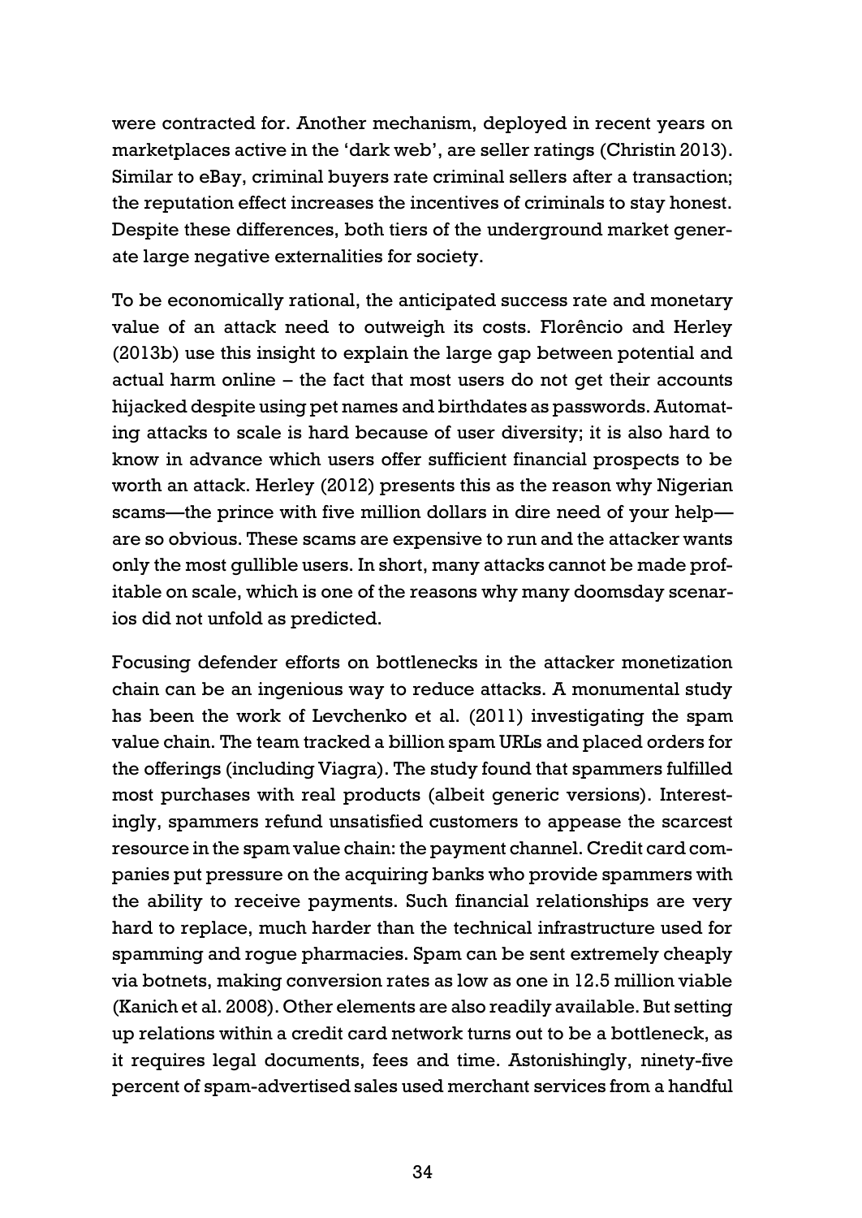were contracted for. Another mechanism, deployed in recent years on marketplaces active in the 'dark web', are seller ratings (Christin 2013). Similar to eBay, criminal buyers rate criminal sellers after a transaction; the reputation effect increases the incentives of criminals to stay honest. Despite these differences, both tiers of the underground market generate large negative externalities for society.

To be economically rational, the anticipated success rate and monetary value of an attack need to outweigh its costs. Florêncio and Herley (2013b) use this insight to explain the large gap between potential and actual harm online – the fact that most users do not get their accounts hijacked despite using pet names and birthdates as passwords. Automating attacks to scale is hard because of user diversity; it is also hard to know in advance which users offer sufficient financial prospects to be worth an attack. Herley (2012) presents this as the reason why Nigerian scams—the prince with five million dollars in dire need of your help—are so obvious. These scams are expensive to run and the attacker wants only the most gullible users. In short, many attacks cannot be made profitable on scale, which is one of the reasons why many doomsday scenarios did not unfold as predicted.

Focusing defender efforts on bottlenecks in the attacker monetization chain can be an ingenious way to reduce attacks. A monumental study has been the work of Levchenko et al. (2011) investigating the spam value chain. The team tracked a billion spam URLs and placed orders for the offerings (including Viagra). The study found that spammers fulfilled most purchases with real products (albeit generic versions). Interestingly, spammers refund unsatisfied customers to appease the scarcest resource in the spam value chain: the payment channel. Credit card companies put pressure on the acquiring banks who provide spammers with the ability to receive payments. Such financial relationships are very hard to replace, much harder than the technical infrastructure used for spamming and rogue pharmacies. Spam can be sent extremely cheaply via botnets, making conversion rates as low as one in 12.5 million viable (Kanich et al. 2008). Other elements are also readily available. But setting up relations within a credit card network turns out to be a bottleneck, as it requires legal documents, fees and time. Astonishingly, ninety-five percent of spam-advertised sales used merchant services from a handful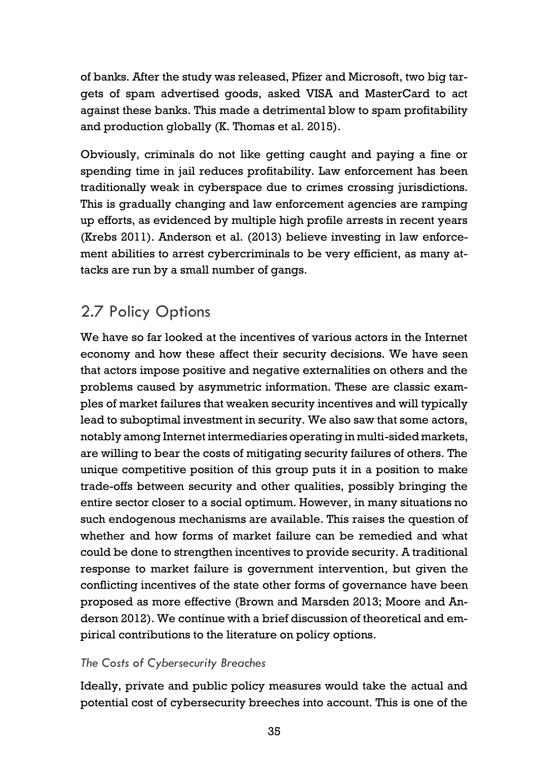of banks. After the study was released, Pfizer and Microsoft, two big targets of spam advertised goods, asked VISA and MasterCard to act against these banks. This made a detrimental blow to spam profitability and production globally (K. Thomas et al. 2015).

Obviously, criminals do not like getting caught and paying a fine or spending time in jail reduces profitability. Law enforcement has been traditionally weak in cyberspace due to crimes crossing jurisdictions. This is gradually changing and law enforcement agencies are ramping up efforts, as evidenced by multiple high profile arrests in recent years (Krebs 2011). Anderson et al. (2013) believe investing in law enforcement abilities to arrest cybercriminals to be very efficient, as many attacks are run by a small number of gangs.

## 2.7 Policy Options

We have so far looked at the incentives of various actors in the Internet economy and how these affect their security decisions. We have seen that actors impose positive and negative externalities on others and the problems caused by asymmetric information. These are classic examples of market failures that weaken security incentives and will typically lead to suboptimal investment in security. We also saw that some actors, notably among Internet intermediaries operating in multi-sided markets, are willing to bear the costs of mitigating security failures of others. The unique competitive position of this group puts it in a position to make trade-offs between security and other qualities, possibly bringing the entire sector closer to a social optimum. However, in many situations no such endogenous mechanisms are available. This raises the question of whether and how forms of market failure can be remedied and what could be done to strengthen incentives to provide security. A traditional response to market failure is government intervention, but given the conflicting incentives of the state other forms of governance have been proposed as more effective (Brown and Marsden 2013; Moore and Anderson 2012). We continue with a brief discussion of theoretical and empirical contributions to the literature on policy options.

### *The Costs of Cybersecurity Breaches*

Ideally, private and public policy measures would take the actual and potential cost of cybersecurity breeches into account. This is one of the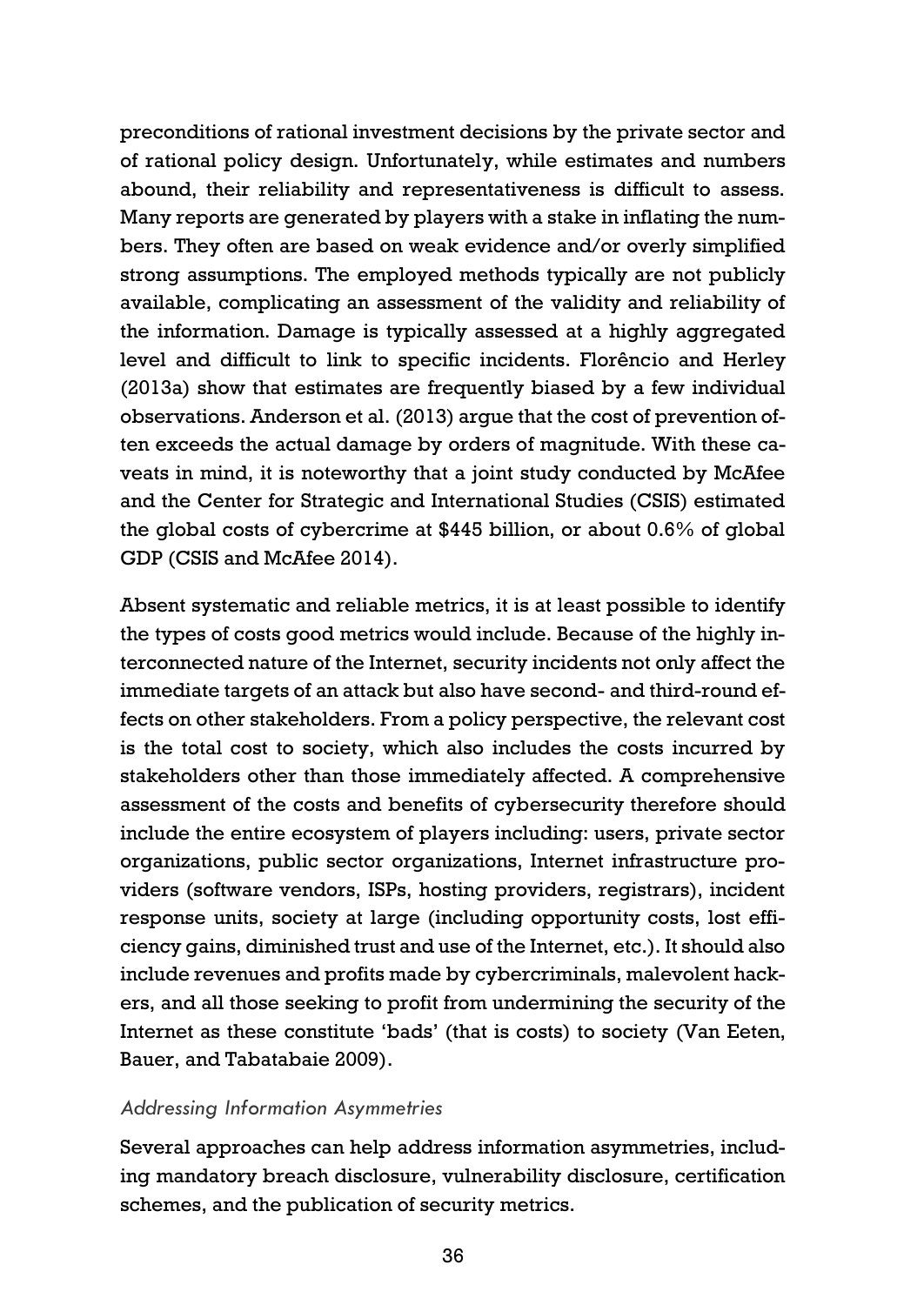preconditions of rational investment decisions by the private sector and of rational policy design. Unfortunately, while estimates and numbers abound, their reliability and representativeness is difficult to assess. Many reports are generated by players with a stake in inflating the numbers. They often are based on weak evidence and/or overly simplified strong assumptions. The employed methods typically are not publicly available, complicating an assessment of the validity and reliability of the information. Damage is typically assessed at a highly aggregated level and difficult to link to specific incidents. Florêncio and Herley (2013a) show that estimates are frequently biased by a few individual observations. Anderson et al. (2013) argue that the cost of prevention often exceeds the actual damage by orders of magnitude. With these caveats in mind, it is noteworthy that a joint study conducted by McAfee and the Center for Strategic and International Studies (CSIS) estimated the global costs of cybercrime at $445 billion, or about 0.6% of global GDP (CSIS and McAfee 2014).

Absent systematic and reliable metrics, it is at least possible to identify the types of costs good metrics would include. Because of the highly interconnected nature of the Internet, security incidents not only affect the immediate targets of an attack but also have second- and third-round effects on other stakeholders. From a policy perspective, the relevant cost is the total cost to society, which also includes the costs incurred by stakeholders other than those immediately affected. A comprehensive assessment of the costs and benefits of cybersecurity therefore should include the entire ecosystem of players including: users, private sector organizations, public sector organizations, Internet infrastructure providers (software vendors, ISPs, hosting providers, registrars), incident response units, society at large (including opportunity costs, lost efficiency gains, diminished trust and use of the Internet, etc.). It should also include revenues and profits made by cybercriminals, malevolent hackers, and all those seeking to profit from undermining the security of the Internet as these constitute 'bads' (that is costs) to society (Van Eeten, Bauer, and Tabatabaie 2009).

*Addressing Information Asymmetries*

Several approaches can help address information asymmetries, including mandatory breach disclosure, vulnerability disclosure, certification schemes, and the publication of security metrics.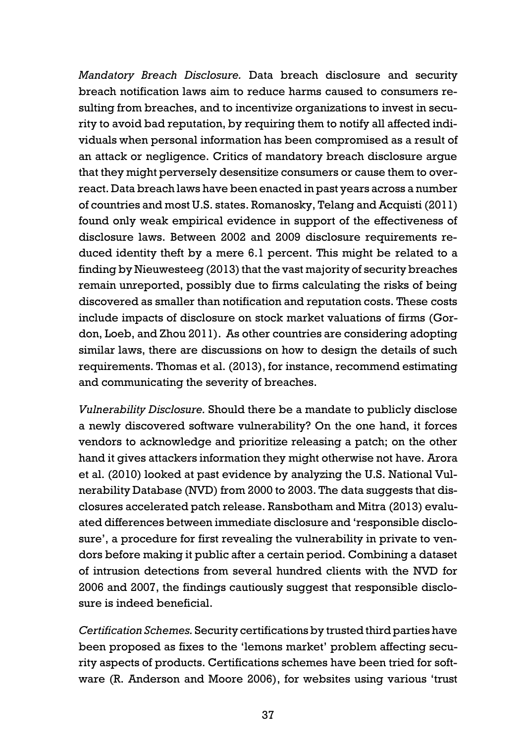*Mandatory Breach Disclosure.* Data breach disclosure and security breach notification laws aim to reduce harms caused to consumers resulting from breaches, and to incentivize organizations to invest in security to avoid bad reputation, by requiring them to notify all affected individuals when personal information has been compromised as a result of an attack or negligence. Critics of mandatory breach disclosure argue that they might perversely desensitize consumers or cause them to overreact. Data breach laws have been enacted in past years across a number of countries and most U.S. states. Romanosky, Telang and Acquisti (2011) found only weak empirical evidence in support of the effectiveness of disclosure laws. Between 2002 and 2009 disclosure requirements reduced identity theft by a mere 6.1 percent. This might be related to a finding by Nieuwesteeg (2013) that the vast majority of security breaches remain unreported, possibly due to firms calculating the risks of being discovered as smaller than notification and reputation costs. These costs include impacts of disclosure on stock market valuations of firms (Gordon, Loeb, and Zhou 2011). As other countries are considering adopting similar laws, there are discussions on how to design the details of such requirements. Thomas et al. (2013), for instance, recommend estimating and communicating the severity of breaches.

*Vulnerability Disclosure.* Should there be a mandate to publicly disclose a newly discovered software vulnerability? On the one hand, it forces vendors to acknowledge and prioritize releasing a patch; on the other hand it gives attackers information they might otherwise not have. Arora et al. (2010) looked at past evidence by analyzing the U.S. National Vulnerability Database (NVD) from 2000 to 2003. The data suggests that disclosures accelerated patch release. Ransbotham and Mitra (2013) evaluated differences between immediate disclosure and 'responsible disclosure', a procedure for first revealing the vulnerability in private to vendors before making it public after a certain period. Combining a dataset of intrusion detections from several hundred clients with the NVD for 2006 and 2007, the findings cautiously suggest that responsible disclosure is indeed beneficial.

*Certification Schemes.* Security certifications by trusted third parties have been proposed as fixes to the 'lemons market' problem affecting security aspects of products. Certifications schemes have been tried for software (R. Anderson and Moore 2006), for websites using various 'trust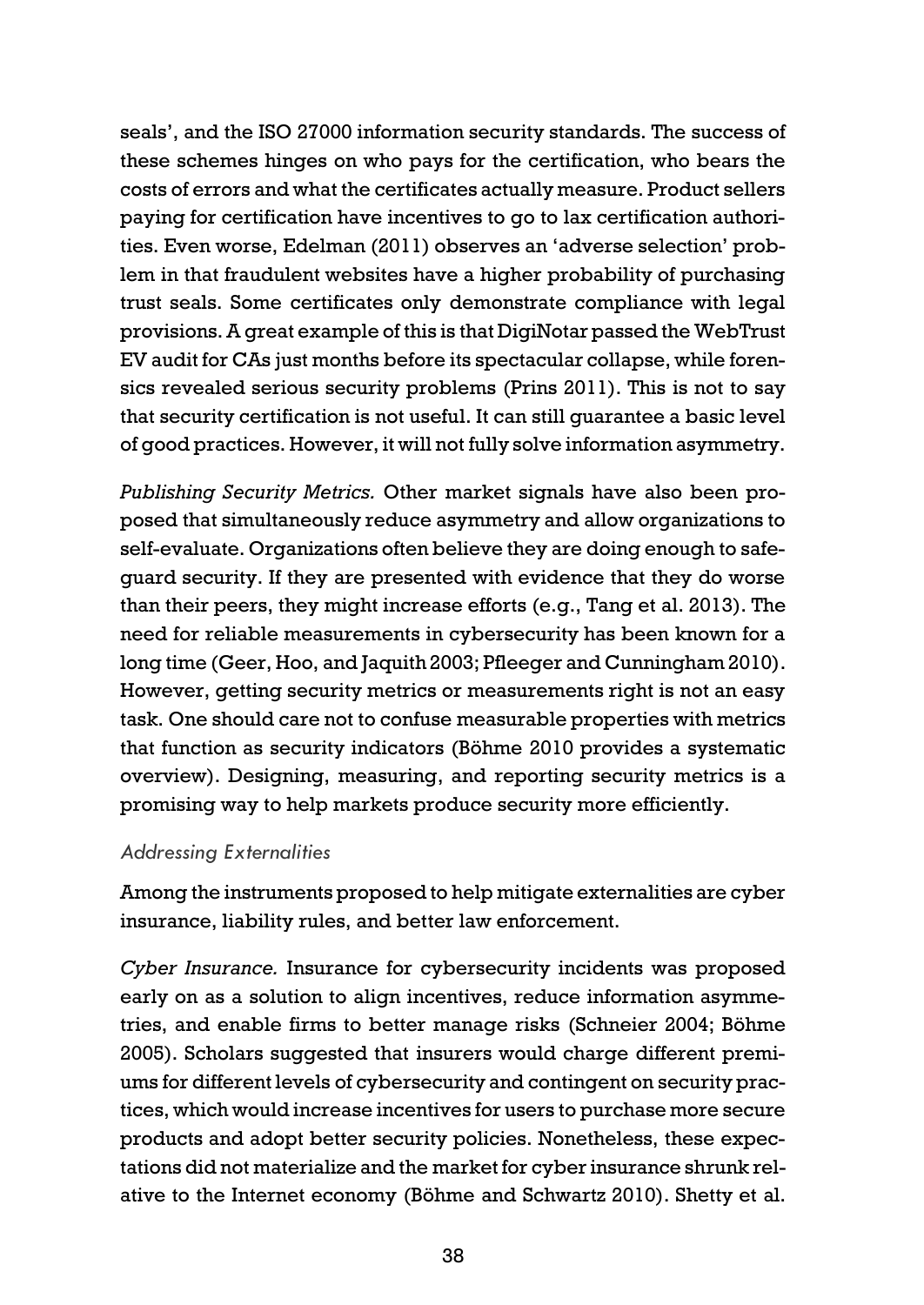seals', and the ISO 27000 information security standards. The success of these schemes hinges on who pays for the certification, who bears the costs of errors and what the certificates actually measure. Product sellers paying for certification have incentives to go to lax certification authorities. Even worse, Edelman (2011) observes an 'adverse selection' problem in that fraudulent websites have a higher probability of purchasing trust seals. Some certificates only demonstrate compliance with legal provisions. A great example of this is that DigiNotar passed the WebTrust EV audit for CAs just months before its spectacular collapse, while forensics revealed serious security problems (Prins 2011). This is not to say that security certification is not useful. It can still guarantee a basic level of good practices. However, it will not fully solve information asymmetry.

*Publishing Security Metrics.* Other market signals have also been proposed that simultaneously reduce asymmetry and allow organizations to self-evaluate. Organizations often believe they are doing enough to safeguard security. If they are presented with evidence that they do worse than their peers, they might increase efforts (e.g., Tang et al. 2013). The need for reliable measurements in cybersecurity has been known for a long time (Geer, Hoo, and Jaquith 2003; Pfleeger and Cunningham 2010). However, getting security metrics or measurements right is not an easy task. One should care not to confuse measurable properties with metrics that function as security indicators (Böhme 2010 provides a systematic overview). Designing, measuring, and reporting security metrics is a promising way to help markets produce security more efficiently.

### *Addressing Externalities*

Among the instruments proposed to help mitigate externalities are cyber insurance, liability rules, and better law enforcement.

*Cyber Insurance.* Insurance for cybersecurity incidents was proposed early on as a solution to align incentives, reduce information asymmetries, and enable firms to better manage risks (Schneier 2004; Böhme 2005). Scholars suggested that insurers would charge different premiums for different levels of cybersecurity and contingent on security practices, which would increase incentives for users to purchase more secure products and adopt better security policies. Nonetheless, these expectations did not materialize and the market for cyber insurance shrunk relative to the Internet economy (Böhme and Schwartz 2010). Shetty et al.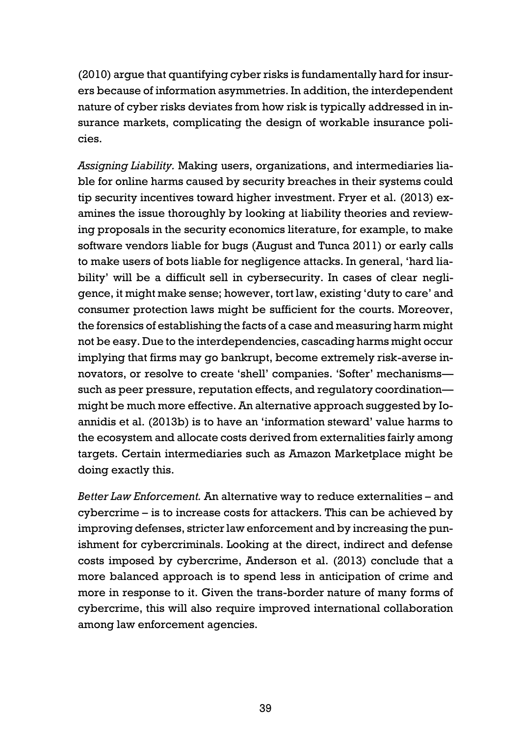(2010) argue that quantifying cyber risks is fundamentally hard for insurers because of information asymmetries. In addition, the interdependent nature of cyber risks deviates from how risk is typically addressed in insurance markets, complicating the design of workable insurance policies.

*Assigning Liability.* Making users, organizations, and intermediaries liable for online harms caused by security breaches in their systems could tip security incentives toward higher investment. Fryer et al. (2013) examines the issue thoroughly by looking at liability theories and reviewing proposals in the security economics literature, for example, to make software vendors liable for bugs (August and Tunca 2011) or early calls to make users of bots liable for negligence attacks. In general, 'hard liability' will be a difficult sell in cybersecurity. In cases of clear negligence, it might make sense; however, tort law, existing 'duty to care' and consumer protection laws might be sufficient for the courts. Moreover, the forensics of establishing the facts of a case and measuring harm might not be easy. Due to the interdependencies, cascading harms might occur implying that firms may go bankrupt, become extremely risk-averse innovators, or resolve to create 'shell' companies. 'Softer' mechanisms—such as peer pressure, reputation effects, and regulatory coordination—might be much more effective. An alternative approach suggested by Ioannidis et al. (2013b) is to have an 'information steward' value harms to the ecosystem and allocate costs derived from externalities fairly among targets. Certain intermediaries such as Amazon Marketplace might be doing exactly this.

*Better Law Enforcement.* An alternative way to reduce externalities – and cybercrime – is to increase costs for attackers. This can be achieved by improving defenses, stricter law enforcement and by increasing the punishment for cybercriminals. Looking at the direct, indirect and defense costs imposed by cybercrime, Anderson et al. (2013) conclude that a more balanced approach is to spend less in anticipation of crime and more in response to it. Given the trans-border nature of many forms of cybercrime, this will also require improved international collaboration among law enforcement agencies.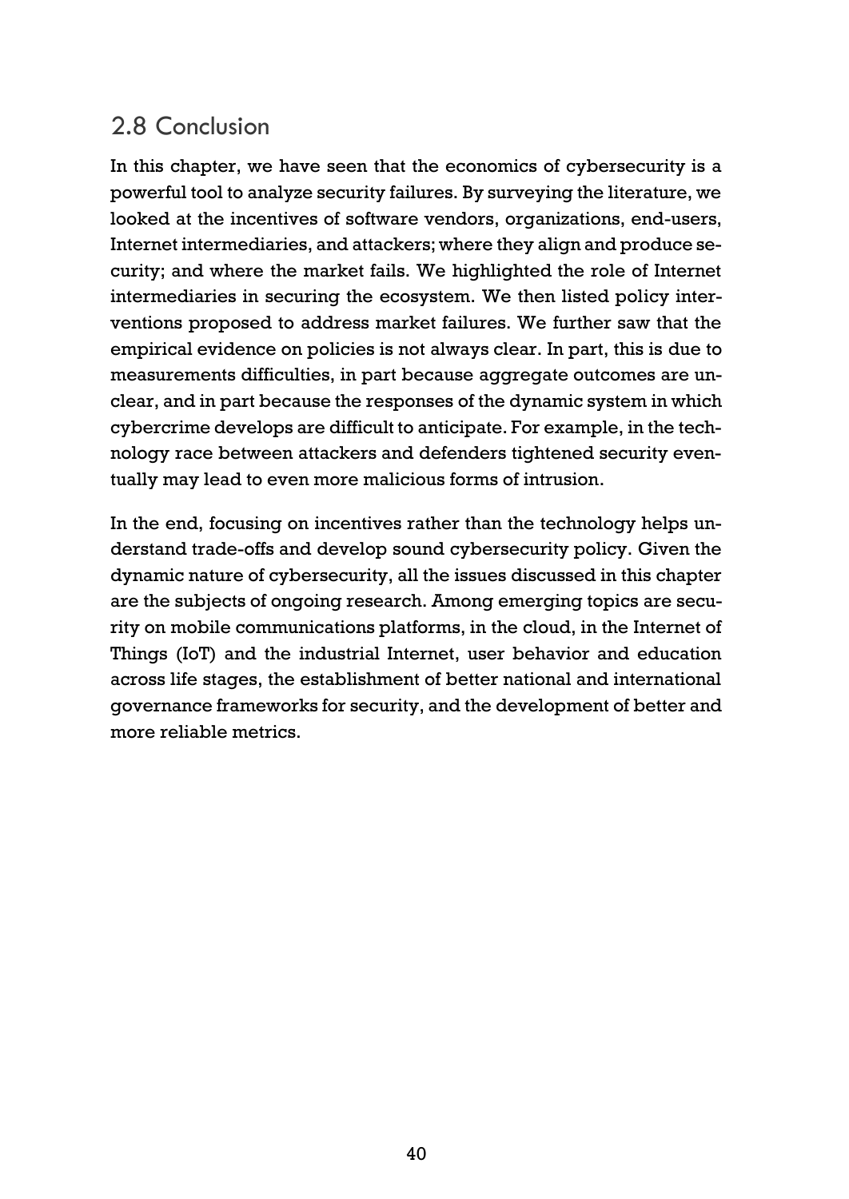## 2.8 Conclusion

In this chapter, we have seen that the economics of cybersecurity is a powerful tool to analyze security failures. By surveying the literature, we looked at the incentives of software vendors, organizations, end-users, Internet intermediaries, and attackers; where they align and produce security; and where the market fails. We highlighted the role of Internet intermediaries in securing the ecosystem. We then listed policy interventions proposed to address market failures. We further saw that the empirical evidence on policies is not always clear. In part, this is due to measurements difficulties, in part because aggregate outcomes are unclear, and in part because the responses of the dynamic system in which cybercrime develops are difficult to anticipate. For example, in the technology race between attackers and defenders tightened security eventually may lead to even more malicious forms of intrusion.

In the end, focusing on incentives rather than the technology helps understand trade-offs and develop sound cybersecurity policy. Given the dynamic nature of cybersecurity, all the issues discussed in this chapter are the subjects of ongoing research. Among emerging topics are security on mobile communications platforms, in the cloud, in the Internet of Things (IoT) and the industrial Internet, user behavior and education across life stages, the establishment of better national and international governance frameworks for security, and the development of better and more reliable metrics.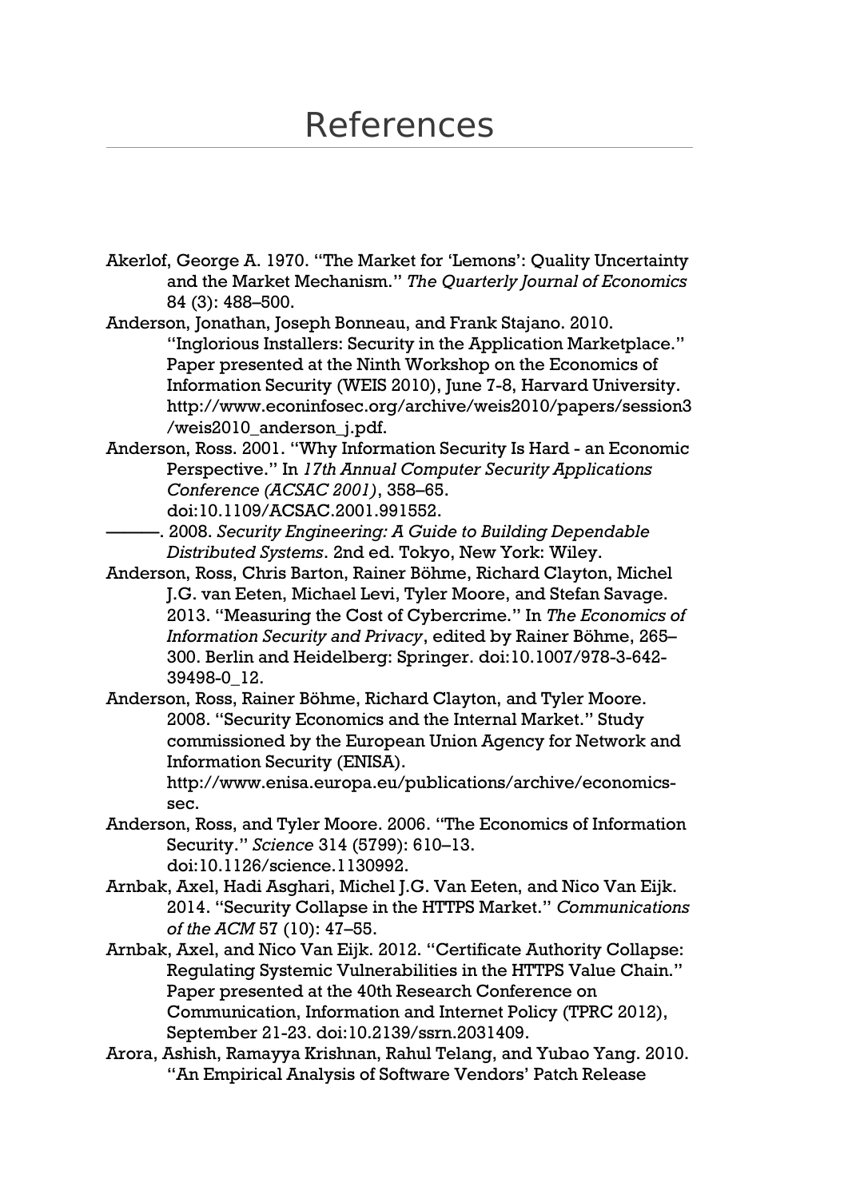# References

Akerlof, George A. 1970. "The Market for 'Lemons': Quality Uncertainty and the Market Mechanism." *The Quarterly Journal of Economics* 84 (3): 488–500.

Anderson, Jonathan, Joseph Bonneau, and Frank Stajano. 2010. "Inglorious Installers: Security in the Application Marketplace." Paper presented at the Ninth Workshop on the Economics of Information Security (WEIS 2010), June 7-8, Harvard University. http://www.econinfosec.org/archive/weis2010/papers/session3/weis2010_anderson_j.pdf.

Anderson, Ross. 2001. "Why Information Security Is Hard - an Economic Perspective." In *17th Annual Computer Security Applications Conference (ACSAC 2001)*, 358–65. doi:10.1109/ACSAC.2001.991552.

———. 2008. *Security Engineering: A Guide to Building Dependable Distributed Systems*. 2nd ed. Tokyo, New York: Wiley.

Anderson, Ross, Chris Barton, Rainer Böhme, Richard Clayton, Michel J.G. van Eeten, Michael Levi, Tyler Moore, and Stefan Savage. 2013. "Measuring the Cost of Cybercrime." In *The Economics of Information Security and Privacy*, edited by Rainer Böhme, 265–300. Berlin and Heidelberg: Springer. doi:10.1007/978-3-642-39498-0_12.

Anderson, Ross, Rainer Böhme, Richard Clayton, and Tyler Moore. 2008. "Security Economics and the Internal Market." Study commissioned by the European Union Agency for Network and Information Security (ENISA). http://www.enisa.europa.eu/publications/archive/economics-sec.

Anderson, Ross, and Tyler Moore. 2006. "The Economics of Information Security." *Science* 314 (5799): 610–13. doi:10.1126/science.1130992.

Arnbak, Axel, Hadi Asghari, Michel J.G. Van Eeten, and Nico Van Eijk. 2014. "Security Collapse in the HTTPS Market." *Communications of the ACM* 57 (10): 47–55.

Arnbak, Axel, and Nico Van Eijk. 2012. "Certificate Authority Collapse: Regulating Systemic Vulnerabilities in the HTTPS Value Chain." Paper presented at the 40th Research Conference on Communication, Information and Internet Policy (TPRC 2012), September 21-23. doi:10.2139/ssrn.2031409.

Arora, Ashish, Ramayya Krishnan, Rahul Telang, and Yubao Yang. 2010. "An Empirical Analysis of Software Vendors' Patch Release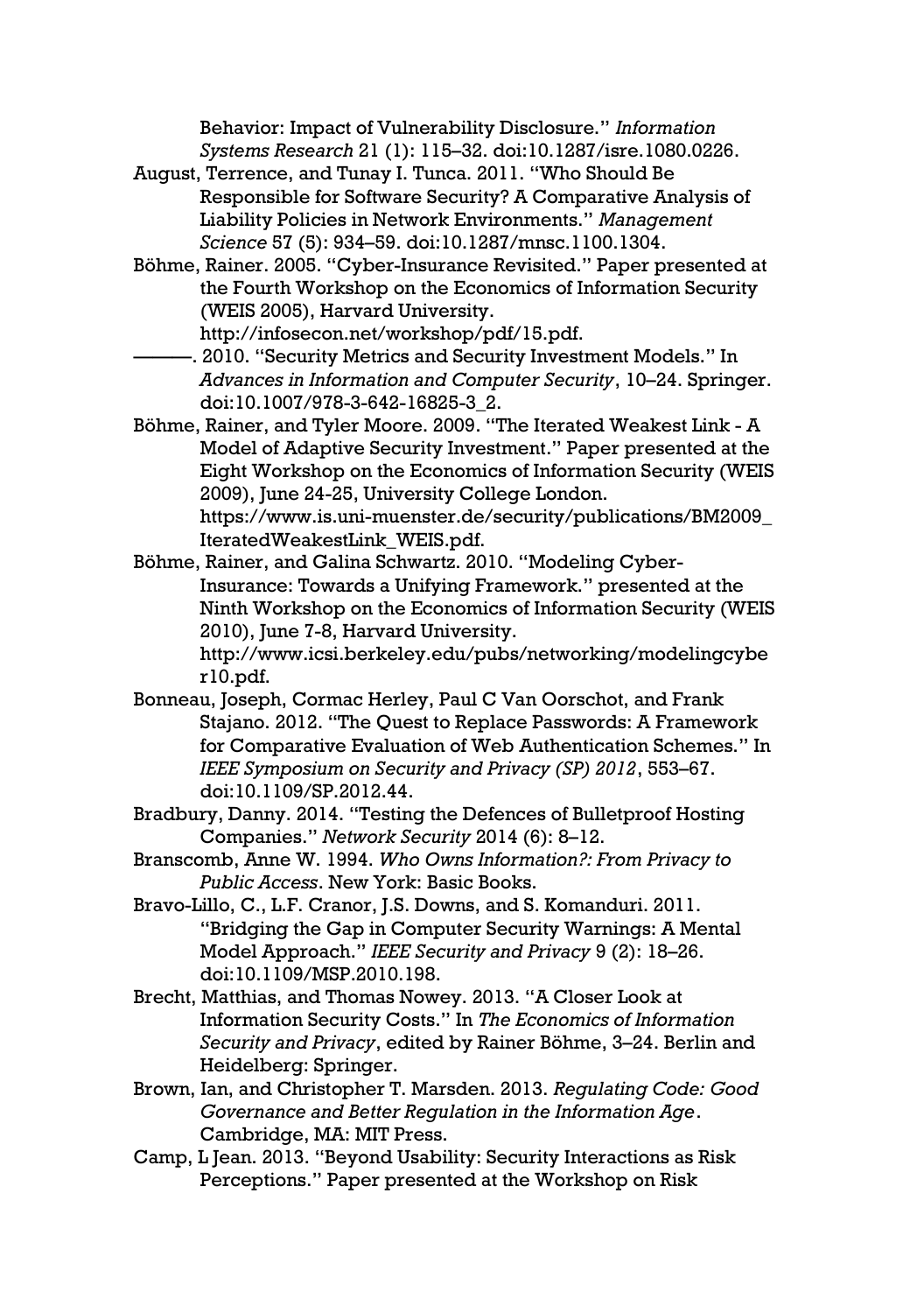Behavior: Impact of Vulnerability Disclosure." *Information Systems Research* 21 (1): 115–32. doi:10.1287/isre.1080.0226.

August, Terrence, and Tunay I. Tunca. 2011. "Who Should Be Responsible for Software Security? A Comparative Analysis of Liability Policies in Network Environments." *Management Science* 57 (5): 934–59. doi:10.1287/mnsc.1100.1304.

Böhme, Rainer. 2005. "Cyber-Insurance Revisited." Paper presented at the Fourth Workshop on the Economics of Information Security (WEIS 2005), Harvard University. http://infosecon.net/workshop/pdf/15.pdf.

———. 2010. "Security Metrics and Security Investment Models." In *Advances in Information and Computer Security*, 10–24. Springer. doi:10.1007/978-3-642-16825-3_2.

Böhme, Rainer, and Tyler Moore. 2009. "The Iterated Weakest Link - A Model of Adaptive Security Investment." Paper presented at the Eight Workshop on the Economics of Information Security (WEIS 2009), June 24-25, University College London. https://www.is.uni-muenster.de/security/publications/BM2009_IteratedWeakestLink_WEIS.pdf.

Böhme, Rainer, and Galina Schwartz. 2010. "Modeling Cyber-Insurance: Towards a Unifying Framework." presented at the Ninth Workshop on the Economics of Information Security (WEIS 2010), June 7-8, Harvard University. http://www.icsi.berkeley.edu/pubs/networking/modelingcyber10.pdf.

Bonneau, Joseph, Cormac Herley, Paul C Van Oorschot, and Frank Stajano. 2012. "The Quest to Replace Passwords: A Framework for Comparative Evaluation of Web Authentication Schemes." In *IEEE Symposium on Security and Privacy (SP) 2012*, 553–67. doi:10.1109/SP.2012.44.

Bradbury, Danny. 2014. "Testing the Defences of Bulletproof Hosting Companies." *Network Security* 2014 (6): 8–12.

Branscomb, Anne W. 1994. *Who Owns Information?: From Privacy to Public Access*. New York: Basic Books.

Bravo-Lillo, C., L.F. Cranor, J.S. Downs, and S. Komanduri. 2011. "Bridging the Gap in Computer Security Warnings: A Mental Model Approach." *IEEE Security and Privacy* 9 (2): 18–26. doi:10.1109/MSP.2010.198.

Brecht, Matthias, and Thomas Nowey. 2013. "A Closer Look at Information Security Costs." In *The Economics of Information Security and Privacy*, edited by Rainer Böhme, 3–24. Berlin and Heidelberg: Springer.

Brown, Ian, and Christopher T. Marsden. 2013. *Regulating Code: Good Governance and Better Regulation in the Information Age*. Cambridge, MA: MIT Press.

Camp, L Jean. 2013. "Beyond Usability: Security Interactions as Risk Perceptions." Paper presented at the Workshop on Risk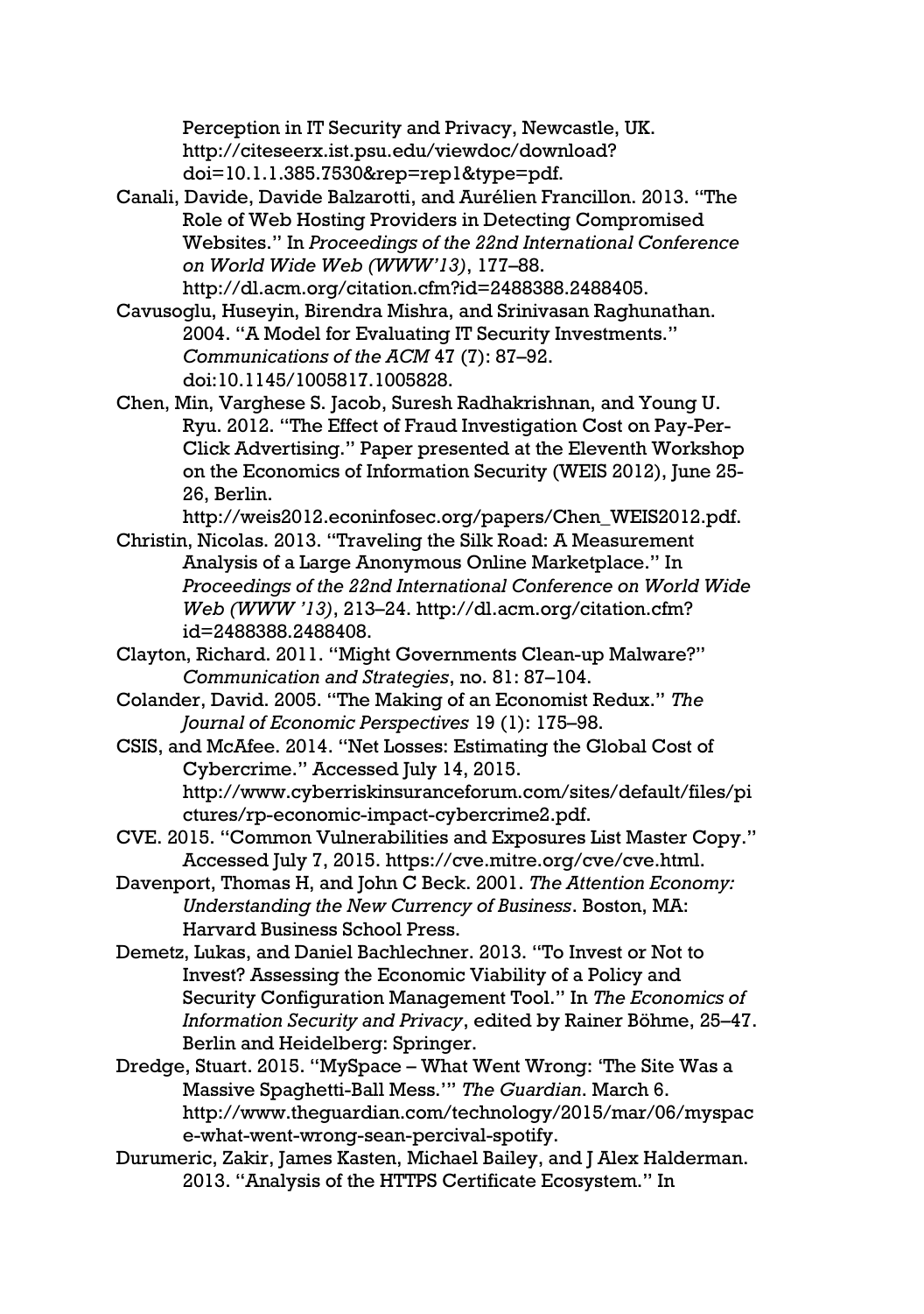Perception in IT Security and Privacy, Newcastle, UK. http://citeseerx.ist.psu.edu/viewdoc/download?doi=10.1.1.385.7530&rep=rep1&type=pdf.

Canali, Davide, Davide Balzarotti, and Aurélien Francillon. 2013. "The Role of Web Hosting Providers in Detecting Compromised Websites." In *Proceedings of the 22nd International Conference on World Wide Web (WWW'13)*, 177–88. http://dl.acm.org/citation.cfm?id=2488388.2488405.

Cavusoglu, Huseyin, Birendra Mishra, and Srinivasan Raghunathan. 2004. "A Model for Evaluating IT Security Investments." *Communications of the ACM* 47 (7): 87–92. doi:10.1145/1005817.1005828.

Chen, Min, Varghese S. Jacob, Suresh Radhakrishnan, and Young U. Ryu. 2012. "The Effect of Fraud Investigation Cost on Pay-Per-Click Advertising." Paper presented at the Eleventh Workshop on the Economics of Information Security (WEIS 2012), June 25-26, Berlin. http://weis2012.econinfosec.org/papers/Chen_WEIS2012.pdf.

Christin, Nicolas. 2013. "Traveling the Silk Road: A Measurement Analysis of a Large Anonymous Online Marketplace." In *Proceedings of the 22nd International Conference on World Wide Web (WWW '13)*, 213–24. http://dl.acm.org/citation.cfm?id=2488388.2488408.

Clayton, Richard. 2011. "Might Governments Clean-up Malware?" *Communication and Strategies*, no. 81: 87–104.

Colander, David. 2005. "The Making of an Economist Redux." *The Journal of Economic Perspectives* 19 (1): 175–98.

CSIS, and McAfee. 2014. "Net Losses: Estimating the Global Cost of Cybercrime." Accessed July 14, 2015. http://www.cyberriskinsuranceforum.com/sites/default/files/pictures/rp-economic-impact-cybercrime2.pdf.

CVE. 2015. "Common Vulnerabilities and Exposures List Master Copy." Accessed July 7, 2015. https://cve.mitre.org/cve/cve.html.

Davenport, Thomas H, and John C Beck. 2001. *The Attention Economy: Understanding the New Currency of Business*. Boston, MA: Harvard Business School Press.

Demetz, Lukas, and Daniel Bachlechner. 2013. "To Invest or Not to Invest? Assessing the Economic Viability of a Policy and Security Configuration Management Tool." In *The Economics of Information Security and Privacy*, edited by Rainer Böhme, 25–47. Berlin and Heidelberg: Springer.

Dredge, Stuart. 2015. "MySpace – What Went Wrong: 'The Site Was a Massive Spaghetti-Ball Mess.'" *The Guardian*. March 6. http://www.theguardian.com/technology/2015/mar/06/myspace-what-went-wrong-sean-percival-spotify.

Durumeric, Zakir, James Kasten, Michael Bailey, and J Alex Halderman. 2013. "Analysis of the HTTPS Certificate Ecosystem." In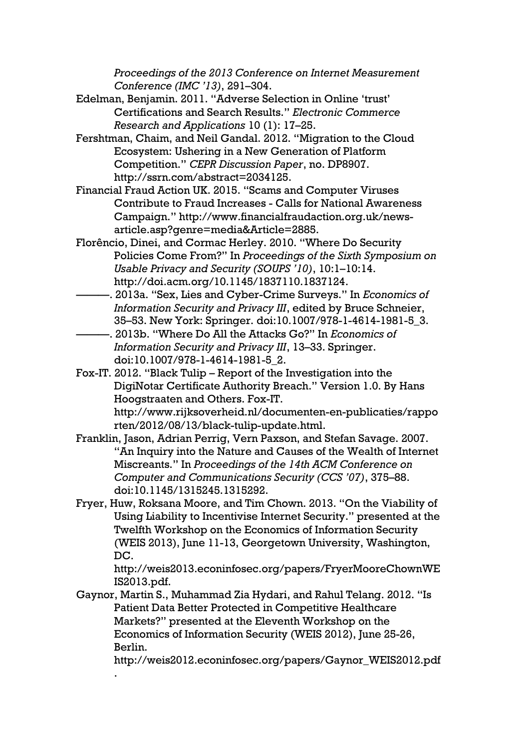*Proceedings of the 2013 Conference on Internet Measurement Conference (IMC '13)*, 291–304.

Edelman, Benjamin. 2011. "Adverse Selection in Online 'trust' Certifications and Search Results." *Electronic Commerce Research and Applications* 10 (1): 17–25.

Fershtman, Chaim, and Neil Gandal. 2012. "Migration to the Cloud Ecosystem: Ushering in a New Generation of Platform Competition." *CEPR Discussion Paper*, no. DP8907. http://ssrn.com/abstract=2034125.

Financial Fraud Action UK. 2015. "Scams and Computer Viruses Contribute to Fraud Increases - Calls for National Awareness Campaign." http://www.financialfraudaction.org.uk/news-article.asp?genre=media&Article=2885.

Florêncio, Dinei, and Cormac Herley. 2010. "Where Do Security Policies Come From?" In *Proceedings of the Sixth Symposium on Usable Privacy and Security (SOUPS '10)*, 10:1–10:14. http://doi.acm.org/10.1145/1837110.1837124.

———. 2013a. "Sex, Lies and Cyber-Crime Surveys." In *Economics of Information Security and Privacy III*, edited by Bruce Schneier, 35–53. New York: Springer. doi:10.1007/978-1-4614-1981-5_3.

———. 2013b. "Where Do All the Attacks Go?" In *Economics of Information Security and Privacy III*, 13–33. Springer. doi:10.1007/978-1-4614-1981-5_2.

Fox-IT. 2012. "Black Tulip – Report of the Investigation into the DigiNotar Certificate Authority Breach." Version 1.0. By Hans Hoogstraaten and Others. Fox-IT. http://www.rijksoverheid.nl/documenten-en-publicaties/rapporten/2012/08/13/black-tulip-update.html.

Franklin, Jason, Adrian Perrig, Vern Paxson, and Stefan Savage. 2007. "An Inquiry into the Nature and Causes of the Wealth of Internet Miscreants." In *Proceedings of the 14th ACM Conference on Computer and Communications Security (CCS '07)*, 375–88. doi:10.1145/1315245.1315292.

Fryer, Huw, Roksana Moore, and Tim Chown. 2013. "On the Viability of Using Liability to Incentivise Internet Security." presented at the Twelfth Workshop on the Economics of Information Security (WEIS 2013), June 11-13, Georgetown University, Washington, DC. http://weis2013.econinfosec.org/papers/FryerMooreChownWEIS2013.pdf.

Gaynor, Martin S., Muhammad Zia Hydari, and Rahul Telang. 2012. "Is Patient Data Better Protected in Competitive Healthcare Markets?" presented at the Eleventh Workshop on the Economics of Information Security (WEIS 2012), June 25-26, Berlin. http://weis2012.econinfosec.org/papers/Gaynor_WEIS2012.pdf.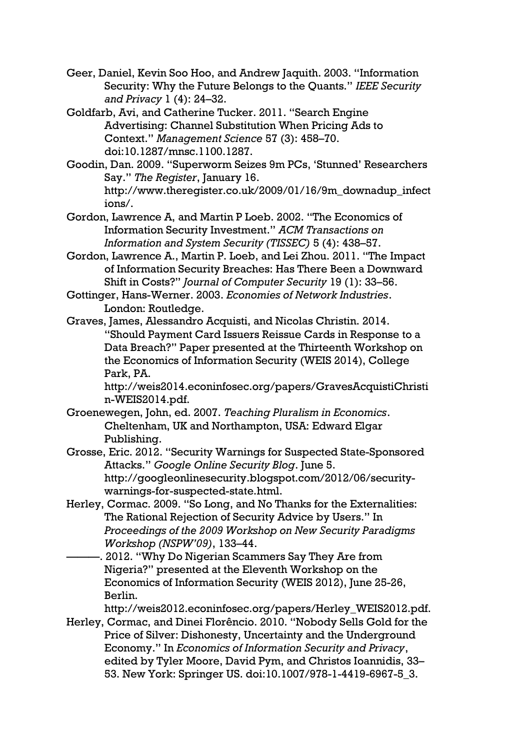Geer, Daniel, Kevin Soo Hoo, and Andrew Jaquith. 2003. "Information Security: Why the Future Belongs to the Quants." *IEEE Security and Privacy* 1 (4): 24–32.

Goldfarb, Avi, and Catherine Tucker. 2011. "Search Engine Advertising: Channel Substitution When Pricing Ads to Context." *Management Science* 57 (3): 458–70. doi:10.1287/mnsc.1100.1287.

Goodin, Dan. 2009. "Superworm Seizes 9m PCs, 'Stunned' Researchers Say." *The Register*, January 16. http://www.theregister.co.uk/2009/01/16/9m_downadup_infections/.

Gordon, Lawrence A, and Martin P Loeb. 2002. "The Economics of Information Security Investment." *ACM Transactions on Information and System Security (TISSEC)* 5 (4): 438–57.

Gordon, Lawrence A., Martin P. Loeb, and Lei Zhou. 2011. "The Impact of Information Security Breaches: Has There Been a Downward Shift in Costs?" *Journal of Computer Security* 19 (1): 33–56.

Gottinger, Hans-Werner. 2003. *Economies of Network Industries*. London: Routledge.

Graves, James, Alessandro Acquisti, and Nicolas Christin. 2014. "Should Payment Card Issuers Reissue Cards in Response to a Data Breach?" Paper presented at the Thirteenth Workshop on the Economics of Information Security (WEIS 2014), College Park, PA. http://weis2014.econinfosec.org/papers/GravesAcquistiChristin-WEIS2014.pdf.

Groenewegen, John, ed. 2007. *Teaching Pluralism in Economics*. Cheltenham, UK and Northampton, USA: Edward Elgar Publishing.

Grosse, Eric. 2012. "Security Warnings for Suspected State-Sponsored Attacks." *Google Online Security Blog*. June 5. http://googleonlinesecurity.blogspot.com/2012/06/security-warnings-for-suspected-state.html.

Herley, Cormac. 2009. "So Long, and No Thanks for the Externalities: The Rational Rejection of Security Advice by Users." In *Proceedings of the 2009 Workshop on New Security Paradigms Workshop (NSPW'09)*, 133–44.

———. 2012. "Why Do Nigerian Scammers Say They Are from Nigeria?" presented at the Eleventh Workshop on the Economics of Information Security (WEIS 2012), June 25-26, Berlin. http://weis2012.econinfosec.org/papers/Herley_WEIS2012.pdf.

Herley, Cormac, and Dinei Florêncio. 2010. "Nobody Sells Gold for the Price of Silver: Dishonesty, Uncertainty and the Underground Economy." In *Economics of Information Security and Privacy*, edited by Tyler Moore, David Pym, and Christos Ioannidis, 33–53. New York: Springer US. doi:10.1007/978-1-4419-6967-5_3.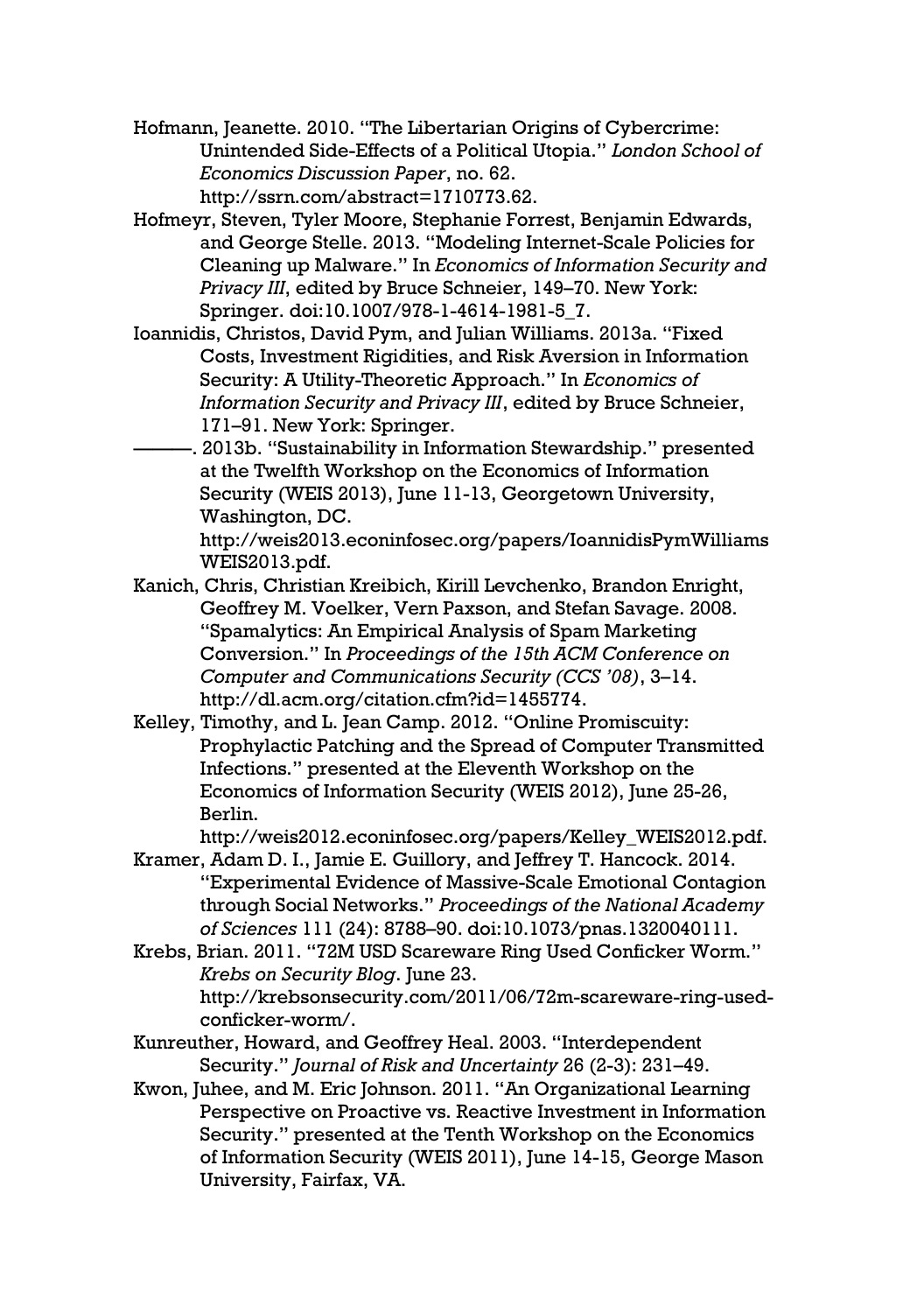Hofmann, Jeanette. 2010. "The Libertarian Origins of Cybercrime: Unintended Side-Effects of a Political Utopia." *London School of Economics Discussion Paper*, no. 62. http://ssrn.com/abstract=1710773.62.

Hofmeyr, Steven, Tyler Moore, Stephanie Forrest, Benjamin Edwards, and George Stelle. 2013. "Modeling Internet-Scale Policies for Cleaning up Malware." In *Economics of Information Security and Privacy III*, edited by Bruce Schneier, 149–70. New York: Springer. doi:10.1007/978-1-4614-1981-5_7.

Ioannidis, Christos, David Pym, and Julian Williams. 2013a. "Fixed Costs, Investment Rigidities, and Risk Aversion in Information Security: A Utility-Theoretic Approach." In *Economics of Information Security and Privacy III*, edited by Bruce Schneier, 171–91. New York: Springer.

———. 2013b. "Sustainability in Information Stewardship." presented at the Twelfth Workshop on the Economics of Information Security (WEIS 2013), June 11-13, Georgetown University, Washington, DC. http://weis2013.econinfosec.org/papers/IoannidisPymWilliamsWEIS2013.pdf.

Kanich, Chris, Christian Kreibich, Kirill Levchenko, Brandon Enright, Geoffrey M. Voelker, Vern Paxson, and Stefan Savage. 2008. "Spamalytics: An Empirical Analysis of Spam Marketing Conversion." In *Proceedings of the 15th ACM Conference on Computer and Communications Security (CCS '08)*, 3–14. http://dl.acm.org/citation.cfm?id=1455774.

Kelley, Timothy, and L. Jean Camp. 2012. "Online Promiscuity: Prophylactic Patching and the Spread of Computer Transmitted Infections." presented at the Eleventh Workshop on the Economics of Information Security (WEIS 2012), June 25-26, Berlin. http://weis2012.econinfosec.org/papers/Kelley_WEIS2012.pdf.

Kramer, Adam D. I., Jamie E. Guillory, and Jeffrey T. Hancock. 2014. "Experimental Evidence of Massive-Scale Emotional Contagion through Social Networks." *Proceedings of the National Academy of Sciences* 111 (24): 8788–90. doi:10.1073/pnas.1320040111.

Krebs, Brian. 2011. "72M USD Scareware Ring Used Conficker Worm." *Krebs on Security Blog*. June 23. http://krebsonsecurity.com/2011/06/72m-scareware-ring-used-conficker-worm/.

Kunreuther, Howard, and Geoffrey Heal. 2003. "Interdependent Security." *Journal of Risk and Uncertainty* 26 (2-3): 231–49.

Kwon, Juhee, and M. Eric Johnson. 2011. "An Organizational Learning Perspective on Proactive vs. Reactive Investment in Information Security." presented at the Tenth Workshop on the Economics of Information Security (WEIS 2011), June 14-15, George Mason University, Fairfax, VA.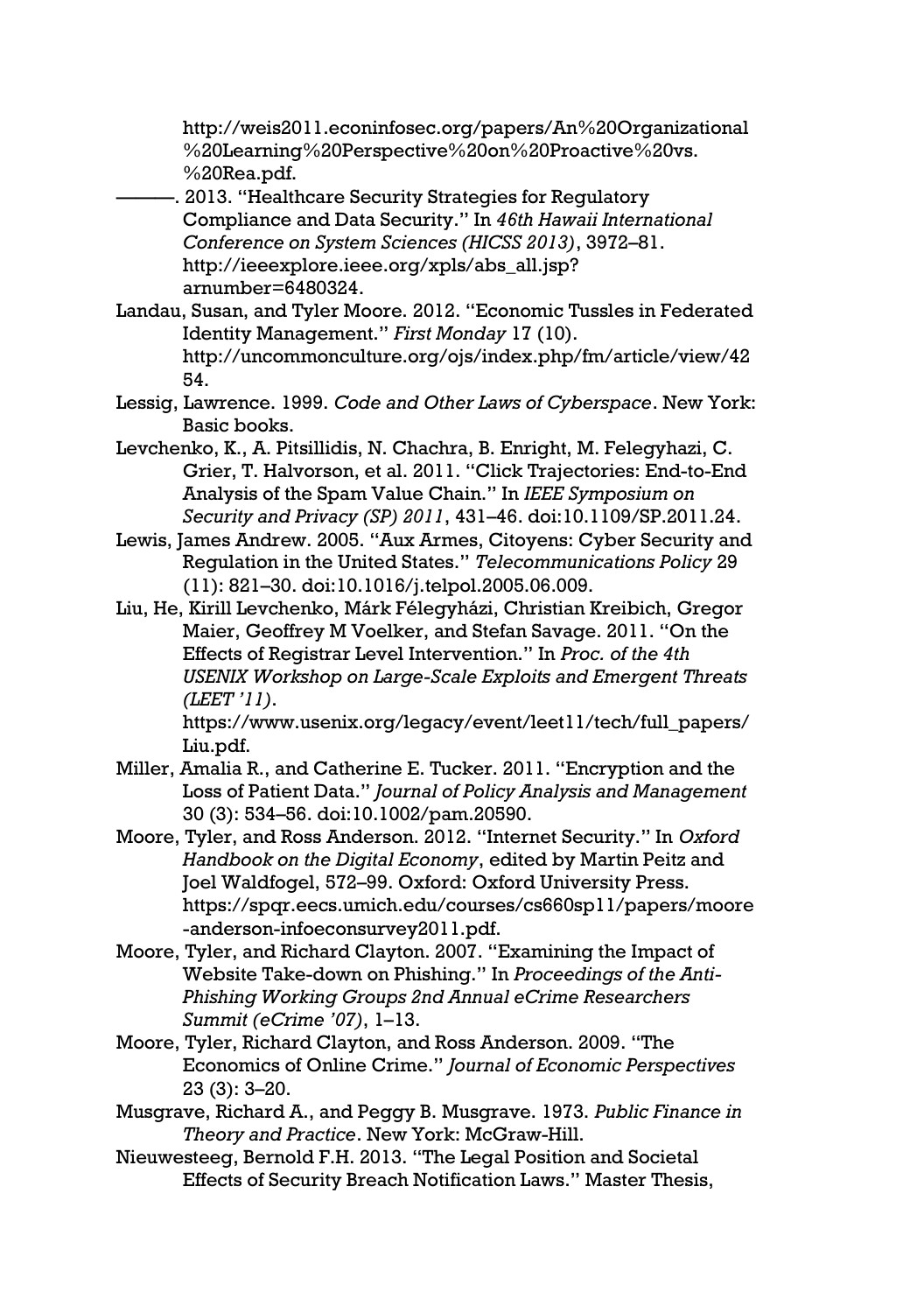http://weis2011.econinfosec.org/papers/An%20Organizational%20Learning%20Perspective%20on%20Proactive%20vs.%20Rea.pdf.

———. 2013. "Healthcare Security Strategies for Regulatory Compliance and Data Security." In *46th Hawaii International Conference on System Sciences (HICSS 2013)*, 3972–81. http://ieeexplore.ieee.org/xpls/abs_all.jsp?arnumber=6480324.

Landau, Susan, and Tyler Moore. 2012. "Economic Tussles in Federated Identity Management." *First Monday* 17 (10). http://uncommonculture.org/ojs/index.php/fm/article/view/4254.

Lessig, Lawrence. 1999. *Code and Other Laws of Cyberspace*. New York: Basic books.

Levchenko, K., A. Pitsillidis, N. Chachra, B. Enright, M. Felegyhazi, C. Grier, T. Halvorson, et al. 2011. "Click Trajectories: End-to-End Analysis of the Spam Value Chain." In *IEEE Symposium on Security and Privacy (SP) 2011*, 431–46. doi:10.1109/SP.2011.24.

Lewis, James Andrew. 2005. "Aux Armes, Citoyens: Cyber Security and Regulation in the United States." *Telecommunications Policy* 29 (11): 821–30. doi:10.1016/j.telpol.2005.06.009.

Liu, He, Kirill Levchenko, Márk Félegyházi, Christian Kreibich, Gregor Maier, Geoffrey M Voelker, and Stefan Savage. 2011. "On the Effects of Registrar Level Intervention." In *Proc. of the 4th USENIX Workshop on Large-Scale Exploits and Emergent Threats (LEET '11)*. https://www.usenix.org/legacy/event/leet11/tech/full_papers/Liu.pdf.

Miller, Amalia R., and Catherine E. Tucker. 2011. "Encryption and the Loss of Patient Data." *Journal of Policy Analysis and Management* 30 (3): 534–56. doi:10.1002/pam.20590.

Moore, Tyler, and Ross Anderson. 2012. "Internet Security." In *Oxford Handbook on the Digital Economy*, edited by Martin Peitz and Joel Waldfogel, 572–99. Oxford: Oxford University Press. https://spqr.eecs.umich.edu/courses/cs660sp11/papers/moore-anderson-infoeconsurvey2011.pdf.

Moore, Tyler, and Richard Clayton. 2007. "Examining the Impact of Website Take-down on Phishing." In *Proceedings of the Anti-Phishing Working Groups 2nd Annual eCrime Researchers Summit (eCrime '07)*, 1–13.

Moore, Tyler, Richard Clayton, and Ross Anderson. 2009. "The Economics of Online Crime." *Journal of Economic Perspectives* 23 (3): 3–20.

Musgrave, Richard A., and Peggy B. Musgrave. 1973. *Public Finance in Theory and Practice*. New York: McGraw-Hill.

Nieuwesteeg, Bernold F.H. 2013. "The Legal Position and Societal Effects of Security Breach Notification Laws." Master Thesis,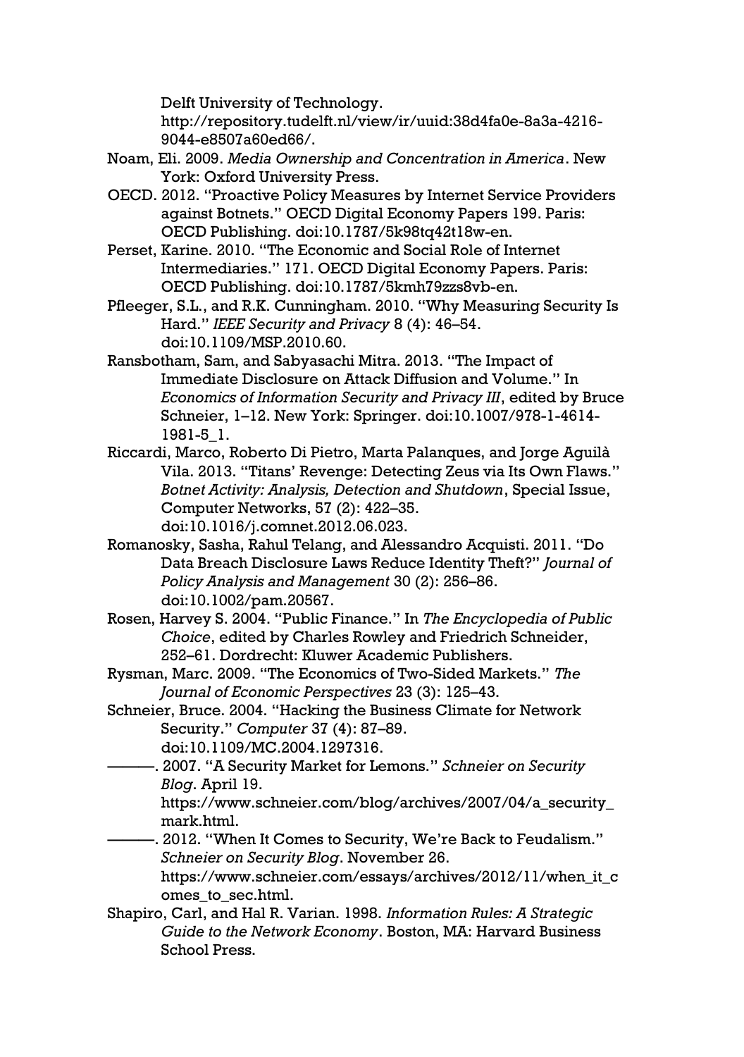Delft University of Technology. http://repository.tudelft.nl/view/ir/uuid:38d4fa0e-8a3a-4216-9044-e8507a60ed66/.

Noam, Eli. 2009. *Media Ownership and Concentration in America*. New York: Oxford University Press.

OECD. 2012. "Proactive Policy Measures by Internet Service Providers against Botnets." OECD Digital Economy Papers 199. Paris: OECD Publishing. doi:10.1787/5k98tq42t18w-en.

Perset, Karine. 2010. "The Economic and Social Role of Internet Intermediaries." 171. OECD Digital Economy Papers. Paris: OECD Publishing. doi:10.1787/5kmh79zzs8vb-en.

Pfleeger, S.L., and R.K. Cunningham. 2010. "Why Measuring Security Is Hard." *IEEE Security and Privacy* 8 (4): 46–54. doi:10.1109/MSP.2010.60.

Ransbotham, Sam, and Sabyasachi Mitra. 2013. "The Impact of Immediate Disclosure on Attack Diffusion and Volume." In *Economics of Information Security and Privacy III*, edited by Bruce Schneier, 1–12. New York: Springer. doi:10.1007/978-1-4614-1981-5_1.

Riccardi, Marco, Roberto Di Pietro, Marta Palanques, and Jorge Aguilà Vila. 2013. "Titans' Revenge: Detecting Zeus via Its Own Flaws." *Botnet Activity: Analysis, Detection and Shutdown*, Special Issue, Computer Networks, 57 (2): 422–35. doi:10.1016/j.comnet.2012.06.023.

Romanosky, Sasha, Rahul Telang, and Alessandro Acquisti. 2011. "Do Data Breach Disclosure Laws Reduce Identity Theft?" *Journal of Policy Analysis and Management* 30 (2): 256–86. doi:10.1002/pam.20567.

Rosen, Harvey S. 2004. "Public Finance." In *The Encyclopedia of Public Choice*, edited by Charles Rowley and Friedrich Schneider, 252–61. Dordrecht: Kluwer Academic Publishers.

Rysman, Marc. 2009. "The Economics of Two-Sided Markets." *The Journal of Economic Perspectives* 23 (3): 125–43.

Schneier, Bruce. 2004. "Hacking the Business Climate for Network Security." *Computer* 37 (4): 87–89. doi:10.1109/MC.2004.1297316.

———. 2007. "A Security Market for Lemons." *Schneier on Security Blog*. April 19. https://www.schneier.com/blog/archives/2007/04/a_security_mark.html.

———. 2012. "When It Comes to Security, We're Back to Feudalism." *Schneier on Security Blog*. November 26. https://www.schneier.com/essays/archives/2012/11/when_it_comes_to_sec.html.

Shapiro, Carl, and Hal R. Varian. 1998. *Information Rules: A Strategic Guide to the Network Economy*. Boston, MA: Harvard Business School Press.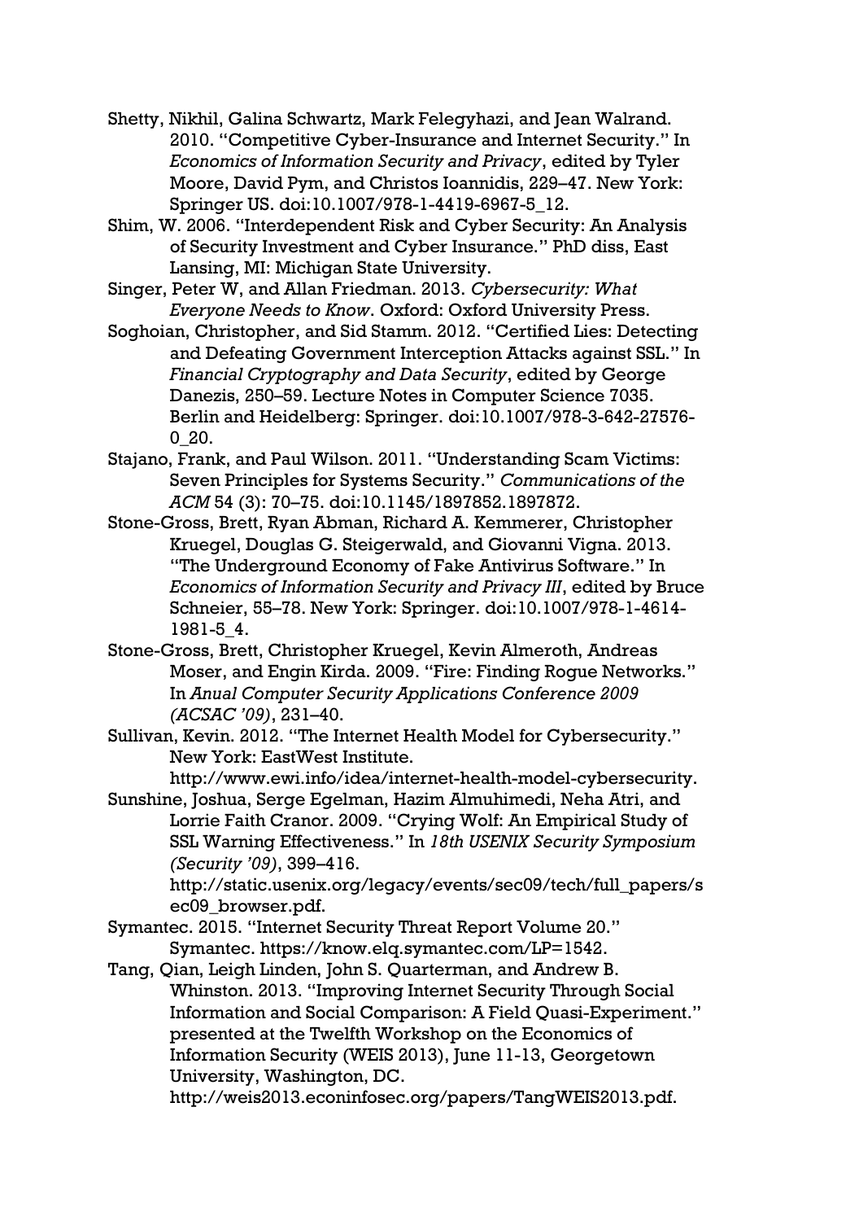Shetty, Nikhil, Galina Schwartz, Mark Felegyhazi, and Jean Walrand. 2010. "Competitive Cyber-Insurance and Internet Security." In *Economics of Information Security and Privacy*, edited by Tyler Moore, David Pym, and Christos Ioannidis, 229–47. New York: Springer US. doi:10.1007/978-1-4419-6967-5_12.

Shim, W. 2006. "Interdependent Risk and Cyber Security: An Analysis of Security Investment and Cyber Insurance." PhD diss, East Lansing, MI: Michigan State University.

Singer, Peter W, and Allan Friedman. 2013. *Cybersecurity: What Everyone Needs to Know*. Oxford: Oxford University Press.

Soghoian, Christopher, and Sid Stamm. 2012. "Certified Lies: Detecting and Defeating Government Interception Attacks against SSL." In *Financial Cryptography and Data Security*, edited by George Danezis, 250–59. Lecture Notes in Computer Science 7035. Berlin and Heidelberg: Springer. doi:10.1007/978-3-642-27576-0_20.

Stajano, Frank, and Paul Wilson. 2011. "Understanding Scam Victims: Seven Principles for Systems Security." *Communications of the ACM* 54 (3): 70–75. doi:10.1145/1897852.1897872.

Stone-Gross, Brett, Ryan Abman, Richard A. Kemmerer, Christopher Kruegel, Douglas G. Steigerwald, and Giovanni Vigna. 2013. "The Underground Economy of Fake Antivirus Software." In *Economics of Information Security and Privacy III*, edited by Bruce Schneier, 55–78. New York: Springer. doi:10.1007/978-1-4614-1981-5_4.

Stone-Gross, Brett, Christopher Kruegel, Kevin Almeroth, Andreas Moser, and Engin Kirda. 2009. "Fire: Finding Rogue Networks." In *Anual Computer Security Applications Conference 2009 (ACSAC '09)*, 231–40.

Sullivan, Kevin. 2012. "The Internet Health Model for Cybersecurity." New York: EastWest Institute. http://www.ewi.info/idea/internet-health-model-cybersecurity.

Sunshine, Joshua, Serge Egelman, Hazim Almuhimedi, Neha Atri, and Lorrie Faith Cranor. 2009. "Crying Wolf: An Empirical Study of SSL Warning Effectiveness." In *18th USENIX Security Symposium (Security '09)*, 399–416. http://static.usenix.org/legacy/events/sec09/tech/full_papers/sec09_browser.pdf.

Symantec. 2015. "Internet Security Threat Report Volume 20." Symantec. https://know.elq.symantec.com/LP=1542.

Tang, Qian, Leigh Linden, John S. Quarterman, and Andrew B. Whinston. 2013. "Improving Internet Security Through Social Information and Social Comparison: A Field Quasi-Experiment." presented at the Twelfth Workshop on the Economics of Information Security (WEIS 2013), June 11-13, Georgetown University, Washington, DC. http://weis2013.econinfosec.org/papers/TangWEIS2013.pdf.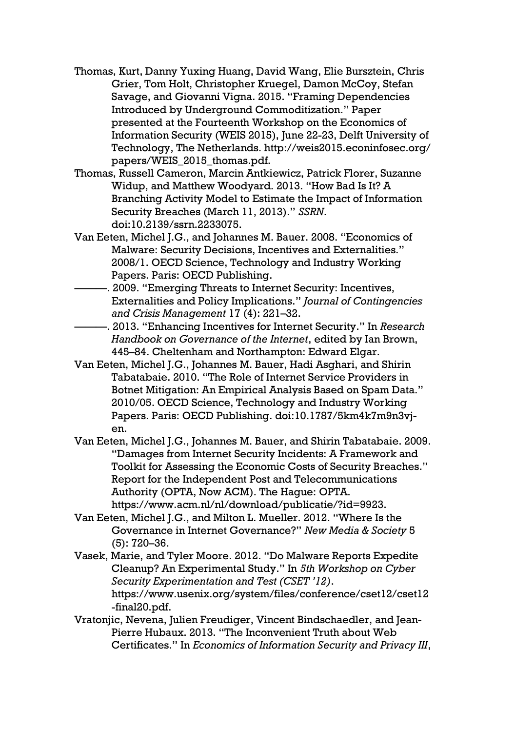Thomas, Kurt, Danny Yuxing Huang, David Wang, Elie Bursztein, Chris Grier, Tom Holt, Christopher Kruegel, Damon McCoy, Stefan Savage, and Giovanni Vigna. 2015. "Framing Dependencies Introduced by Underground Commoditization." Paper presented at the Fourteenth Workshop on the Economics of Information Security (WEIS 2015), June 22-23, Delft University of Technology, The Netherlands. http://weis2015.econinfosec.org/papers/WEIS_2015_thomas.pdf.

Thomas, Russell Cameron, Marcin Antkiewicz, Patrick Florer, Suzanne Widup, and Matthew Woodyard. 2013. "How Bad Is It? A Branching Activity Model to Estimate the Impact of Information Security Breaches (March 11, 2013)." *SSRN*. doi:10.2139/ssrn.2233075.

Van Eeten, Michel J.G., and Johannes M. Bauer. 2008. "Economics of Malware: Security Decisions, Incentives and Externalities." 2008/1. OECD Science, Technology and Industry Working Papers. Paris: OECD Publishing.

———. 2009. "Emerging Threats to Internet Security: Incentives, Externalities and Policy Implications." *Journal of Contingencies and Crisis Management* 17 (4): 221–32.

———. 2013. "Enhancing Incentives for Internet Security." In *Research Handbook on Governance of the Internet*, edited by Ian Brown, 445–84. Cheltenham and Northampton: Edward Elgar.

Van Eeten, Michel J.G., Johannes M. Bauer, Hadi Asghari, and Shirin Tabatabaie. 2010. "The Role of Internet Service Providers in Botnet Mitigation: An Empirical Analysis Based on Spam Data." 2010/05. OECD Science, Technology and Industry Working Papers. Paris: OECD Publishing. doi:10.1787/5km4k7m9n3vj-en.

Van Eeten, Michel J.G., Johannes M. Bauer, and Shirin Tabatabaie. 2009. "Damages from Internet Security Incidents: A Framework and Toolkit for Assessing the Economic Costs of Security Breaches." Report for the Independent Post and Telecommunications Authority (OPTA, Now ACM). The Hague: OPTA. https://www.acm.nl/nl/download/publicatie/?id=9923.

Van Eeten, Michel J.G., and Milton L. Mueller. 2012. "Where Is the Governance in Internet Governance?" *New Media & Society* 5 (5): 720–36.

Vasek, Marie, and Tyler Moore. 2012. "Do Malware Reports Expedite Cleanup? An Experimental Study." In *5th Workshop on Cyber Security Experimentation and Test (CSET '12)*. https://www.usenix.org/system/files/conference/cset12/cset12-final20.pdf.

Vratonjic, Nevena, Julien Freudiger, Vincent Bindschaedler, and Jean-Pierre Hubaux. 2013. "The Inconvenient Truth about Web Certificates." In *Economics of Information Security and Privacy III*,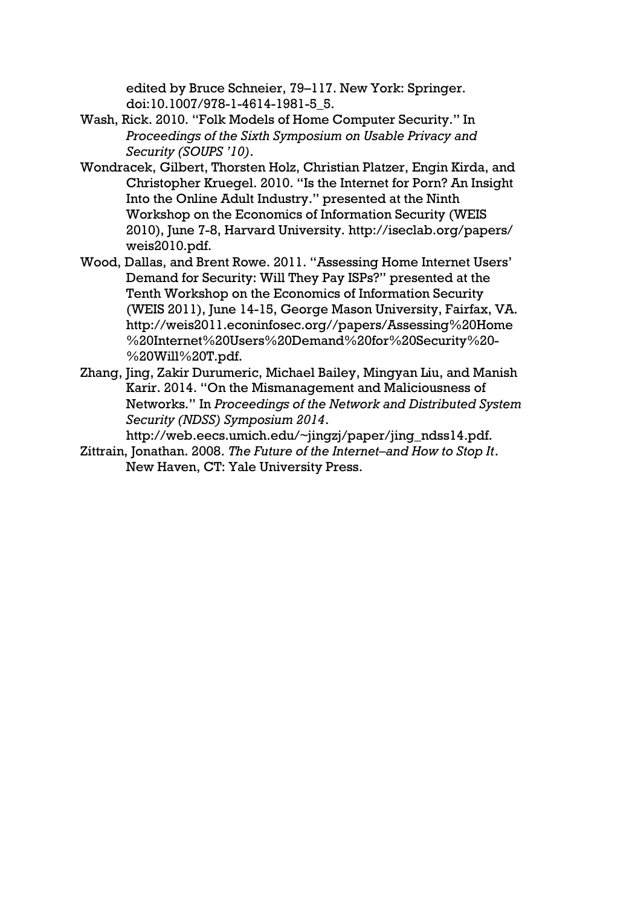edited by Bruce Schneier, 79–117. New York: Springer. doi:10.1007/978-1-4614-1981-5_5.

Wash, Rick. 2010. "Folk Models of Home Computer Security." In *Proceedings of the Sixth Symposium on Usable Privacy and Security (SOUPS '10)*.

Wondracek, Gilbert, Thorsten Holz, Christian Platzer, Engin Kirda, and Christopher Kruegel. 2010. "Is the Internet for Porn? An Insight Into the Online Adult Industry." presented at the Ninth Workshop on the Economics of Information Security (WEIS 2010), June 7-8, Harvard University. http://iseclab.org/papers/weis2010.pdf.

Wood, Dallas, and Brent Rowe. 2011. "Assessing Home Internet Users' Demand for Security: Will They Pay ISPs?" presented at the Tenth Workshop on the Economics of Information Security (WEIS 2011), June 14-15, George Mason University, Fairfax, VA. http://weis2011.econinfosec.org//papers/Assessing%20Home%20Internet%20Users%20Demand%20for%20Security%20-%20Will%20T.pdf.

Zhang, Jing, Zakir Durumeric, Michael Bailey, Mingyan Liu, and Manish Karir. 2014. "On the Mismanagement and Maliciousness of Networks." In *Proceedings of the Network and Distributed System Security (NDSS) Symposium 2014*. http://web.eecs.umich.edu/~jingzj/paper/jing_ndss14.pdf.

Zittrain, Jonathan. 2008. *The Future of the Internet–and How to Stop It*. New Haven, CT: Yale University Press.